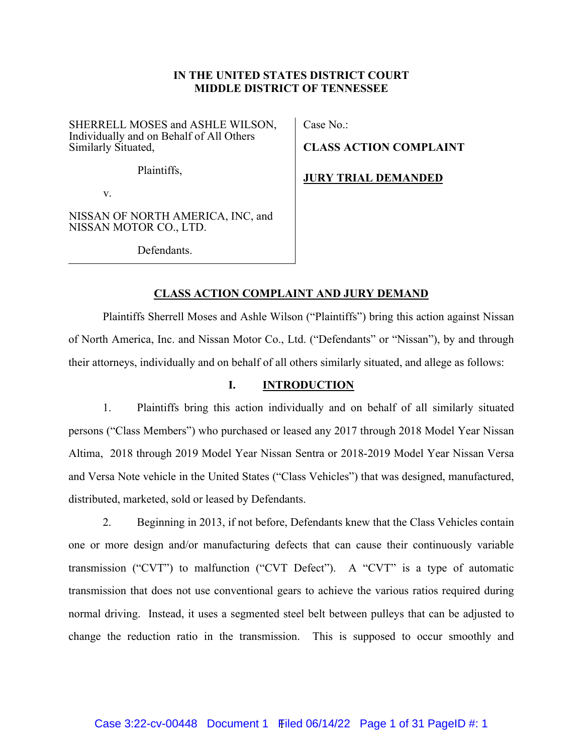**IN THE UNITED STATES DISTRICT COURT**
**MIDDLE DISTRICT OF TENNESSEE**

| | |
|---|---|
| SHERRELL MOSES and ASHLE WILSON, Individually and on Behalf of All Others Similarly Situated,<br><br>Plaintiffs,<br><br>v.<br><br>NISSAN OF NORTH AMERICA, INC, and NISSAN MOTOR CO., LTD.<br><br>Defendants. | Case No.:<br><br>**CLASS ACTION COMPLAINT**<br><br>**JURY TRIAL DEMANDED** |

**CLASS ACTION COMPLAINT AND JURY DEMAND**

Plaintiffs Sherrell Moses and Ashle Wilson ("Plaintiffs") bring this action against Nissan of North America, Inc. and Nissan Motor Co., Ltd. ("Defendants" or "Nissan"), by and through their attorneys, individually and on behalf of all others similarly situated, and allege as follows:

## I. INTRODUCTION

1. Plaintiffs bring this action individually and on behalf of all similarly situated persons ("Class Members") who purchased or leased any 2017 through 2018 Model Year Nissan Altima, 2018 through 2019 Model Year Nissan Sentra or 2018-2019 Model Year Nissan Versa and Versa Note vehicle in the United States ("Class Vehicles") that was designed, manufactured, distributed, marketed, sold or leased by Defendants.

2. Beginning in 2013, if not before, Defendants knew that the Class Vehicles contain one or more design and/or manufacturing defects that can cause their continuously variable transmission ("CVT") to malfunction ("CVT Defect"). A "CVT" is a type of automatic transmission that does not use conventional gears to achieve the various ratios required during normal driving. Instead, it uses a segmented steel belt between pulleys that can be adjusted to change the reduction ratio in the transmission. This is supposed to occur smoothly and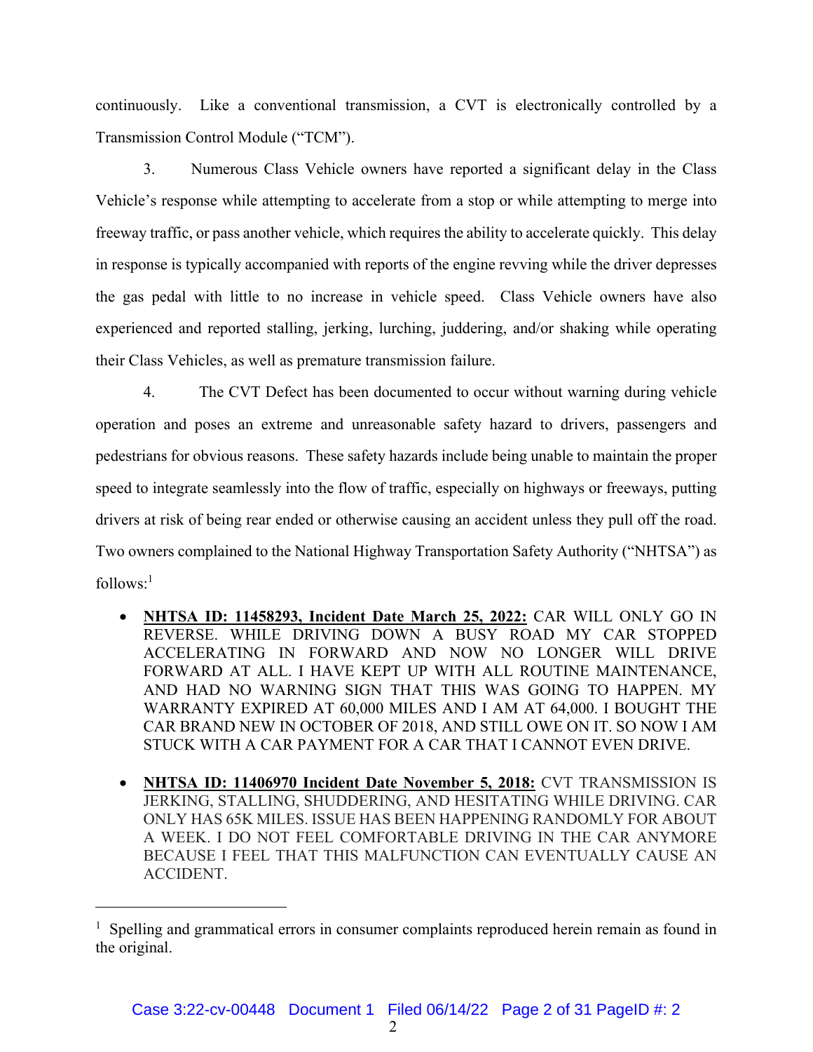continuously. Like a conventional transmission, a CVT is electronically controlled by a Transmission Control Module ("TCM").

3. Numerous Class Vehicle owners have reported a significant delay in the Class Vehicle's response while attempting to accelerate from a stop or while attempting to merge into freeway traffic, or pass another vehicle, which requires the ability to accelerate quickly. This delay in response is typically accompanied with reports of the engine revving while the driver depresses the gas pedal with little to no increase in vehicle speed. Class Vehicle owners have also experienced and reported stalling, jerking, lurching, juddering, and/or shaking while operating their Class Vehicles, as well as premature transmission failure.

4. The CVT Defect has been documented to occur without warning during vehicle operation and poses an extreme and unreasonable safety hazard to drivers, passengers and pedestrians for obvious reasons. These safety hazards include being unable to maintain the proper speed to integrate seamlessly into the flow of traffic, especially on highways or freeways, putting drivers at risk of being rear ended or otherwise causing an accident unless they pull off the road. Two owners complained to the National Highway Transportation Safety Authority ("NHTSA") as follows:[1]

- **NHTSA ID: 11458293, Incident Date March 25, 2022:** CAR WILL ONLY GO IN REVERSE. WHILE DRIVING DOWN A BUSY ROAD MY CAR STOPPED ACCELERATING IN FORWARD AND NOW NO LONGER WILL DRIVE FORWARD AT ALL. I HAVE KEPT UP WITH ALL ROUTINE MAINTENANCE, AND HAD NO WARNING SIGN THAT THIS WAS GOING TO HAPPEN. MY WARRANTY EXPIRED AT 60,000 MILES AND I AM AT 64,000. I BOUGHT THE CAR BRAND NEW IN OCTOBER OF 2018, AND STILL OWE ON IT. SO NOW I AM STUCK WITH A CAR PAYMENT FOR A CAR THAT I CANNOT EVEN DRIVE.

- **NHTSA ID: 11406970 Incident Date November 5, 2018:** CVT TRANSMISSION IS JERKING, STALLING, SHUDDERING, AND HESITATING WHILE DRIVING. CAR ONLY HAS 65K MILES. ISSUE HAS BEEN HAPPENING RANDOMLY FOR ABOUT A WEEK. I DO NOT FEEL COMFORTABLE DRIVING IN THE CAR ANYMORE BECAUSE I FEEL THAT THIS MALFUNCTION CAN EVENTUALLY CAUSE AN ACCIDENT.

---

[1] Spelling and grammatical errors in consumer complaints reproduced herein remain as found in the original.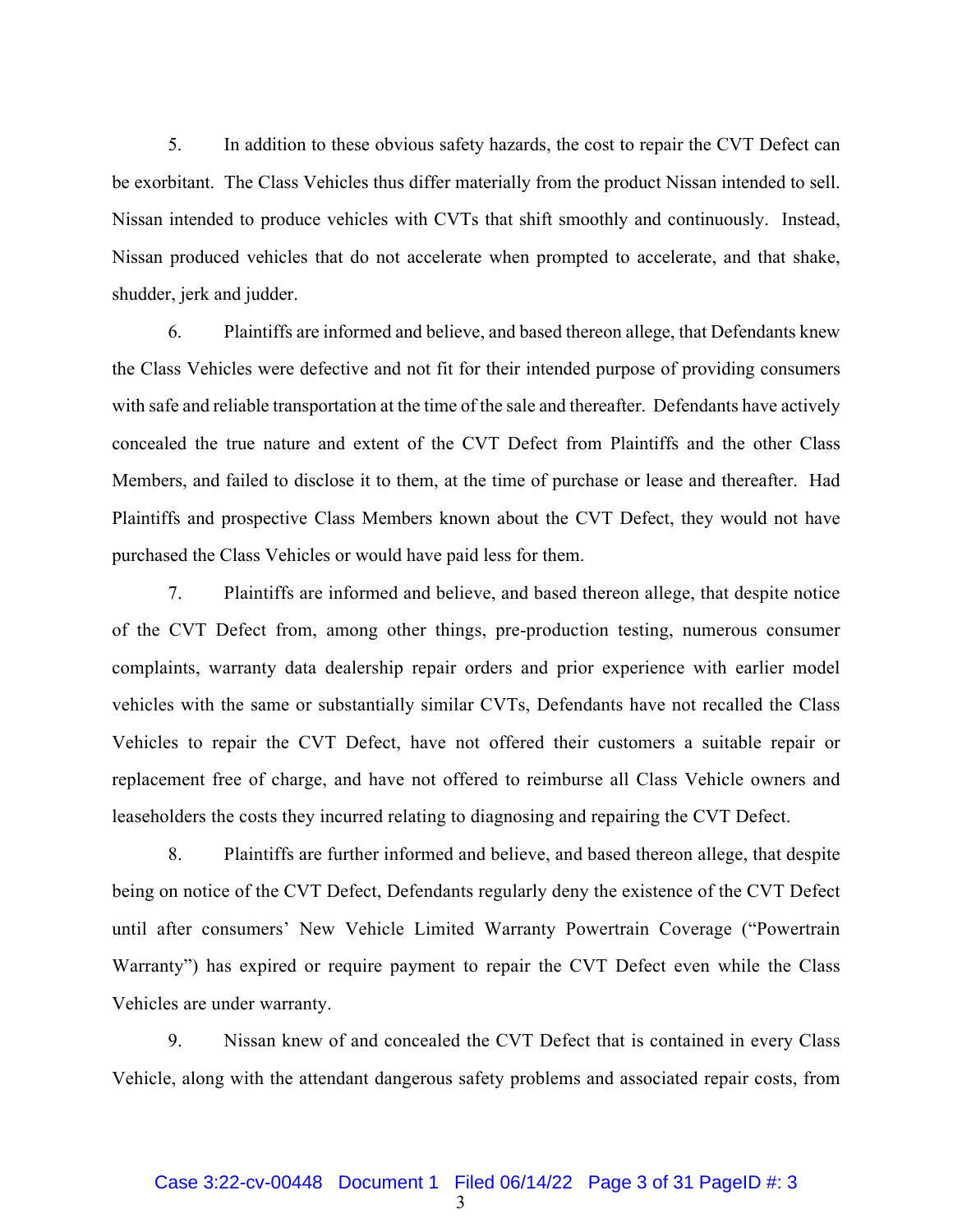5. In addition to these obvious safety hazards, the cost to repair the CVT Defect can be exorbitant. The Class Vehicles thus differ materially from the product Nissan intended to sell. Nissan intended to produce vehicles with CVTs that shift smoothly and continuously. Instead, Nissan produced vehicles that do not accelerate when prompted to accelerate, and that shake, shudder, jerk and judder.

6. Plaintiffs are informed and believe, and based thereon allege, that Defendants knew the Class Vehicles were defective and not fit for their intended purpose of providing consumers with safe and reliable transportation at the time of the sale and thereafter. Defendants have actively concealed the true nature and extent of the CVT Defect from Plaintiffs and the other Class Members, and failed to disclose it to them, at the time of purchase or lease and thereafter. Had Plaintiffs and prospective Class Members known about the CVT Defect, they would not have purchased the Class Vehicles or would have paid less for them.

7. Plaintiffs are informed and believe, and based thereon allege, that despite notice of the CVT Defect from, among other things, pre-production testing, numerous consumer complaints, warranty data dealership repair orders and prior experience with earlier model vehicles with the same or substantially similar CVTs, Defendants have not recalled the Class Vehicles to repair the CVT Defect, have not offered their customers a suitable repair or replacement free of charge, and have not offered to reimburse all Class Vehicle owners and leaseholders the costs they incurred relating to diagnosing and repairing the CVT Defect.

8. Plaintiffs are further informed and believe, and based thereon allege, that despite being on notice of the CVT Defect, Defendants regularly deny the existence of the CVT Defect until after consumers' New Vehicle Limited Warranty Powertrain Coverage ("Powertrain Warranty") has expired or require payment to repair the CVT Defect even while the Class Vehicles are under warranty.

9. Nissan knew of and concealed the CVT Defect that is contained in every Class Vehicle, along with the attendant dangerous safety problems and associated repair costs, from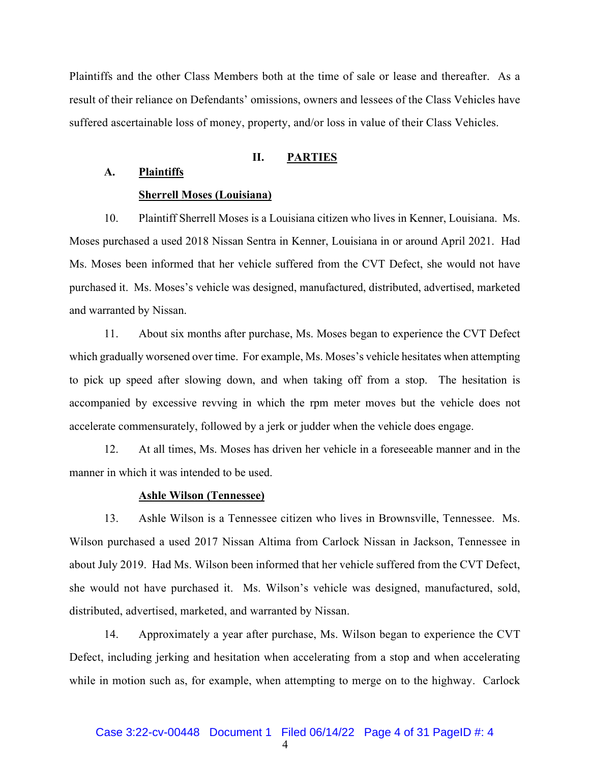Plaintiffs and the other Class Members both at the time of sale or lease and thereafter. As a result of their reliance on Defendants' omissions, owners and lessees of the Class Vehicles have suffered ascertainable loss of money, property, and/or loss in value of their Class Vehicles.

## II. PARTIES

### A. Plaintiffs

**Sherrell Moses (Louisiana)**

10. Plaintiff Sherrell Moses is a Louisiana citizen who lives in Kenner, Louisiana. Ms. Moses purchased a used 2018 Nissan Sentra in Kenner, Louisiana in or around April 2021. Had Ms. Moses been informed that her vehicle suffered from the CVT Defect, she would not have purchased it. Ms. Moses's vehicle was designed, manufactured, distributed, advertised, marketed and warranted by Nissan.

11. About six months after purchase, Ms. Moses began to experience the CVT Defect which gradually worsened over time. For example, Ms. Moses's vehicle hesitates when attempting to pick up speed after slowing down, and when taking off from a stop. The hesitation is accompanied by excessive revving in which the rpm meter moves but the vehicle does not accelerate commensurately, followed by a jerk or judder when the vehicle does engage.

12. At all times, Ms. Moses has driven her vehicle in a foreseeable manner and in the manner in which it was intended to be used.

**Ashle Wilson (Tennessee)**

13. Ashle Wilson is a Tennessee citizen who lives in Brownsville, Tennessee. Ms. Wilson purchased a used 2017 Nissan Altima from Carlock Nissan in Jackson, Tennessee in about July 2019. Had Ms. Wilson been informed that her vehicle suffered from the CVT Defect, she would not have purchased it. Ms. Wilson's vehicle was designed, manufactured, sold, distributed, advertised, marketed, and warranted by Nissan.

14. Approximately a year after purchase, Ms. Wilson began to experience the CVT Defect, including jerking and hesitation when accelerating from a stop and when accelerating while in motion such as, for example, when attempting to merge on to the highway. Carlock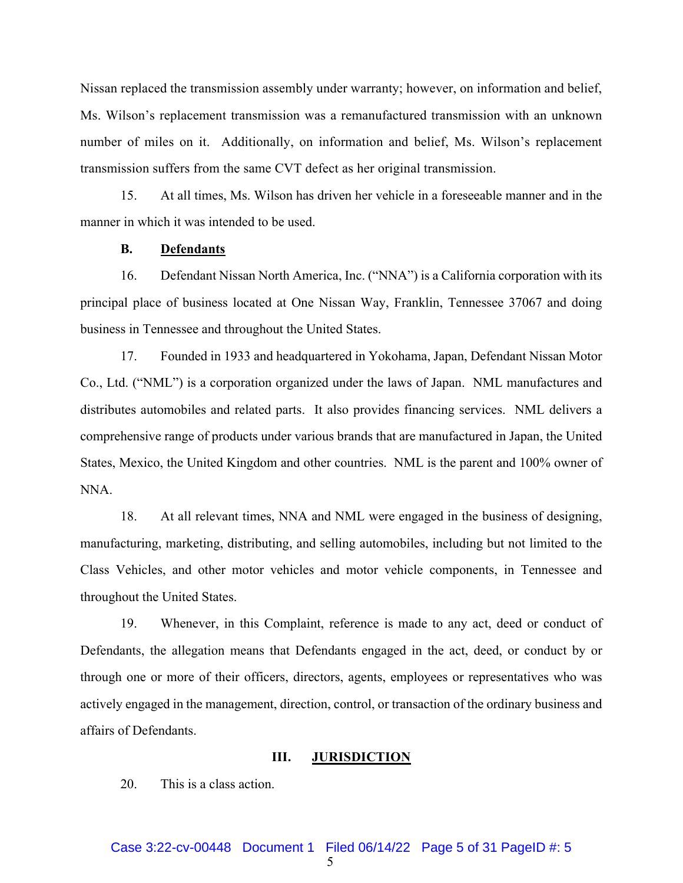Nissan replaced the transmission assembly under warranty; however, on information and belief, Ms. Wilson's replacement transmission was a remanufactured transmission with an unknown number of miles on it. Additionally, on information and belief, Ms. Wilson's replacement transmission suffers from the same CVT defect as her original transmission.

15. At all times, Ms. Wilson has driven her vehicle in a foreseeable manner and in the manner in which it was intended to be used.

### B. Defendants

16. Defendant Nissan North America, Inc. ("NNA") is a California corporation with its principal place of business located at One Nissan Way, Franklin, Tennessee 37067 and doing business in Tennessee and throughout the United States.

17. Founded in 1933 and headquartered in Yokohama, Japan, Defendant Nissan Motor Co., Ltd. ("NML") is a corporation organized under the laws of Japan. NML manufactures and distributes automobiles and related parts. It also provides financing services. NML delivers a comprehensive range of products under various brands that are manufactured in Japan, the United States, Mexico, the United Kingdom and other countries. NML is the parent and 100% owner of NNA.

18. At all relevant times, NNA and NML were engaged in the business of designing, manufacturing, marketing, distributing, and selling automobiles, including but not limited to the Class Vehicles, and other motor vehicles and motor vehicle components, in Tennessee and throughout the United States.

19. Whenever, in this Complaint, reference is made to any act, deed or conduct of Defendants, the allegation means that Defendants engaged in the act, deed, or conduct by or through one or more of their officers, directors, agents, employees or representatives who was actively engaged in the management, direction, control, or transaction of the ordinary business and affairs of Defendants.

## III. JURISDICTION

20. This is a class action.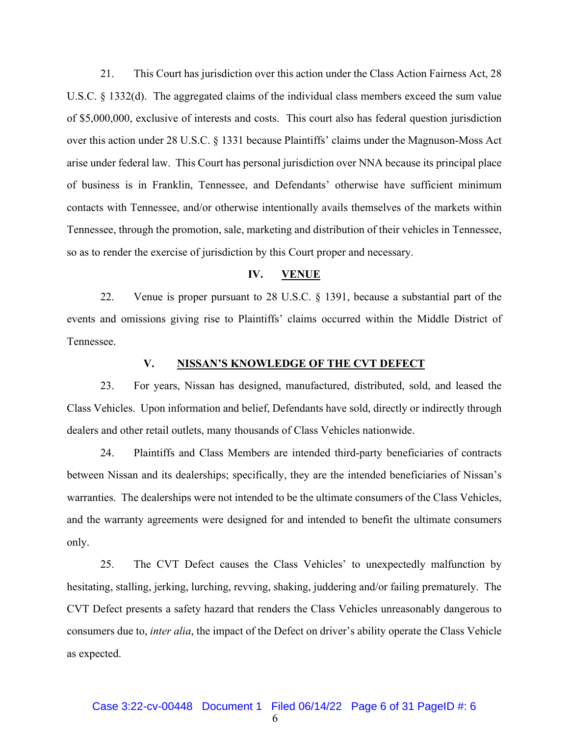21. This Court has jurisdiction over this action under the Class Action Fairness Act, 28 U.S.C. § 1332(d). The aggregated claims of the individual class members exceed the sum value of $5,000,000, exclusive of interests and costs. This court also has federal question jurisdiction over this action under 28 U.S.C. § 1331 because Plaintiffs' claims under the Magnuson-Moss Act arise under federal law. This Court has personal jurisdiction over NNA because its principal place of business is in Franklin, Tennessee, and Defendants' otherwise have sufficient minimum contacts with Tennessee, and/or otherwise intentionally avails themselves of the markets within Tennessee, through the promotion, sale, marketing and distribution of their vehicles in Tennessee, so as to render the exercise of jurisdiction by this Court proper and necessary.

## IV. VENUE

22. Venue is proper pursuant to 28 U.S.C. § 1391, because a substantial part of the events and omissions giving rise to Plaintiffs' claims occurred within the Middle District of Tennessee.

## V. NISSAN'S KNOWLEDGE OF THE CVT DEFECT

23. For years, Nissan has designed, manufactured, distributed, sold, and leased the Class Vehicles. Upon information and belief, Defendants have sold, directly or indirectly through dealers and other retail outlets, many thousands of Class Vehicles nationwide.

24. Plaintiffs and Class Members are intended third-party beneficiaries of contracts between Nissan and its dealerships; specifically, they are the intended beneficiaries of Nissan's warranties. The dealerships were not intended to be the ultimate consumers of the Class Vehicles, and the warranty agreements were designed for and intended to benefit the ultimate consumers only.

25. The CVT Defect causes the Class Vehicles' to unexpectedly malfunction by hesitating, stalling, jerking, lurching, revving, shaking, juddering and/or failing prematurely. The CVT Defect presents a safety hazard that renders the Class Vehicles unreasonably dangerous to consumers due to, *inter alia*, the impact of the Defect on driver's ability operate the Class Vehicle as expected.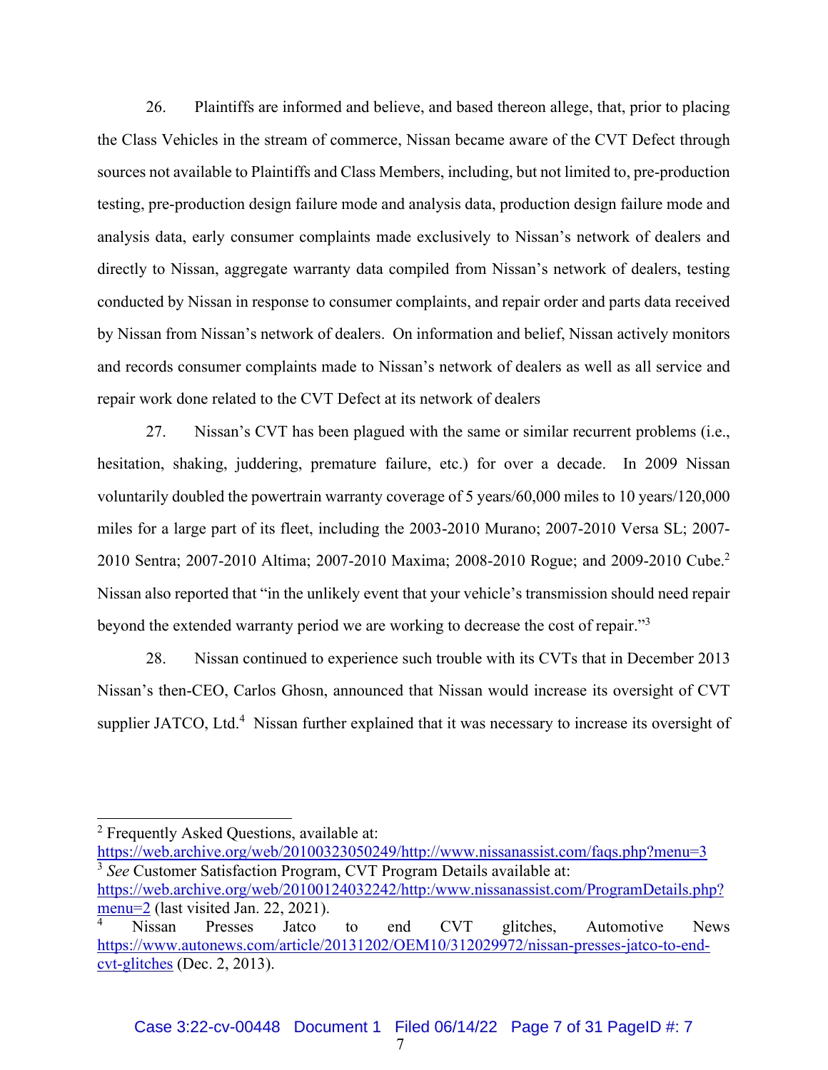26. Plaintiffs are informed and believe, and based thereon allege, that, prior to placing the Class Vehicles in the stream of commerce, Nissan became aware of the CVT Defect through sources not available to Plaintiffs and Class Members, including, but not limited to, pre-production testing, pre-production design failure mode and analysis data, production design failure mode and analysis data, early consumer complaints made exclusively to Nissan's network of dealers and directly to Nissan, aggregate warranty data compiled from Nissan's network of dealers, testing conducted by Nissan in response to consumer complaints, and repair order and parts data received by Nissan from Nissan's network of dealers. On information and belief, Nissan actively monitors and records consumer complaints made to Nissan's network of dealers as well as all service and repair work done related to the CVT Defect at its network of dealers

27. Nissan's CVT has been plagued with the same or similar recurrent problems (i.e., hesitation, shaking, juddering, premature failure, etc.) for over a decade. In 2009 Nissan voluntarily doubled the powertrain warranty coverage of 5 years/60,000 miles to 10 years/120,000 miles for a large part of its fleet, including the 2003-2010 Murano; 2007-2010 Versa SL; 2007-2010 Sentra; 2007-2010 Altima; 2007-2010 Maxima; 2008-2010 Rogue; and 2009-2010 Cube.[2] Nissan also reported that "in the unlikely event that your vehicle's transmission should need repair beyond the extended warranty period we are working to decrease the cost of repair."[3]

28. Nissan continued to experience such trouble with its CVTs that in December 2013 Nissan's then-CEO, Carlos Ghosn, announced that Nissan would increase its oversight of CVT supplier JATCO, Ltd.[4] Nissan further explained that it was necessary to increase its oversight of

---

[2] Frequently Asked Questions, available at: https://web.archive.org/web/20100323050249/http://www.nissanassist.com/faqs.php?menu=3

[3] *See* Customer Satisfaction Program, CVT Program Details available at: https://web.archive.org/web/20100124032242/http:/www.nissanassist.com/ProgramDetails.php?menu=2 (last visited Jan. 22, 2021).

[4] Nissan Presses Jatco to end CVT glitches, Automotive News https://www.autonews.com/article/20131202/OEM10/312029972/nissan-presses-jatco-to-end-cvt-glitches (Dec. 2, 2013).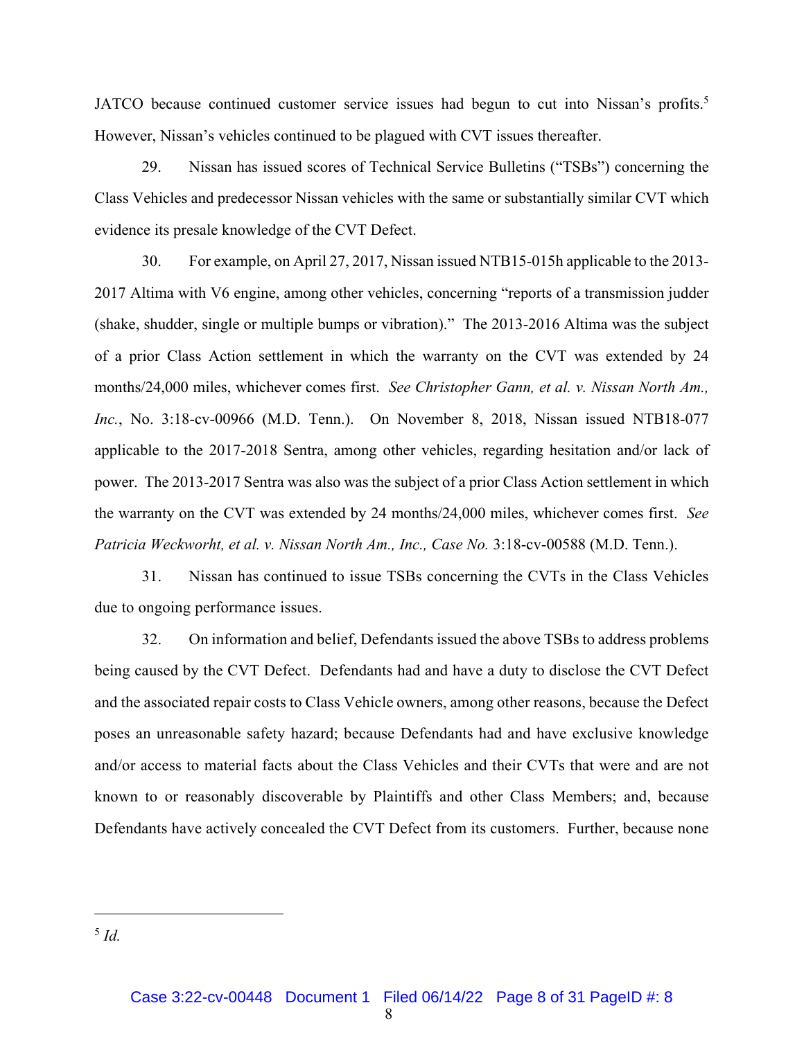JATCO because continued customer service issues had begun to cut into Nissan's profits.[5] However, Nissan's vehicles continued to be plagued with CVT issues thereafter.

29. Nissan has issued scores of Technical Service Bulletins ("TSBs") concerning the Class Vehicles and predecessor Nissan vehicles with the same or substantially similar CVT which evidence its presale knowledge of the CVT Defect.

30. For example, on April 27, 2017, Nissan issued NTB15-015h applicable to the 2013-2017 Altima with V6 engine, among other vehicles, concerning "reports of a transmission judder (shake, shudder, single or multiple bumps or vibration)." The 2013-2016 Altima was the subject of a prior Class Action settlement in which the warranty on the CVT was extended by 24 months/24,000 miles, whichever comes first. *See Christopher Gann, et al. v. Nissan North Am., Inc.*, No. 3:18-cv-00966 (M.D. Tenn.). On November 8, 2018, Nissan issued NTB18-077 applicable to the 2017-2018 Sentra, among other vehicles, regarding hesitation and/or lack of power. The 2013-2017 Sentra was also was the subject of a prior Class Action settlement in which the warranty on the CVT was extended by 24 months/24,000 miles, whichever comes first. *See Patricia Weckworht, et al. v. Nissan North Am., Inc., Case No.* 3:18-cv-00588 (M.D. Tenn.).

31. Nissan has continued to issue TSBs concerning the CVTs in the Class Vehicles due to ongoing performance issues.

32. On information and belief, Defendants issued the above TSBs to address problems being caused by the CVT Defect. Defendants had and have a duty to disclose the CVT Defect and the associated repair costs to Class Vehicle owners, among other reasons, because the Defect poses an unreasonable safety hazard; because Defendants had and have exclusive knowledge and/or access to material facts about the Class Vehicles and their CVTs that were and are not known to or reasonably discoverable by Plaintiffs and other Class Members; and, because Defendants have actively concealed the CVT Defect from its customers. Further, because none

---

[5] *Id.*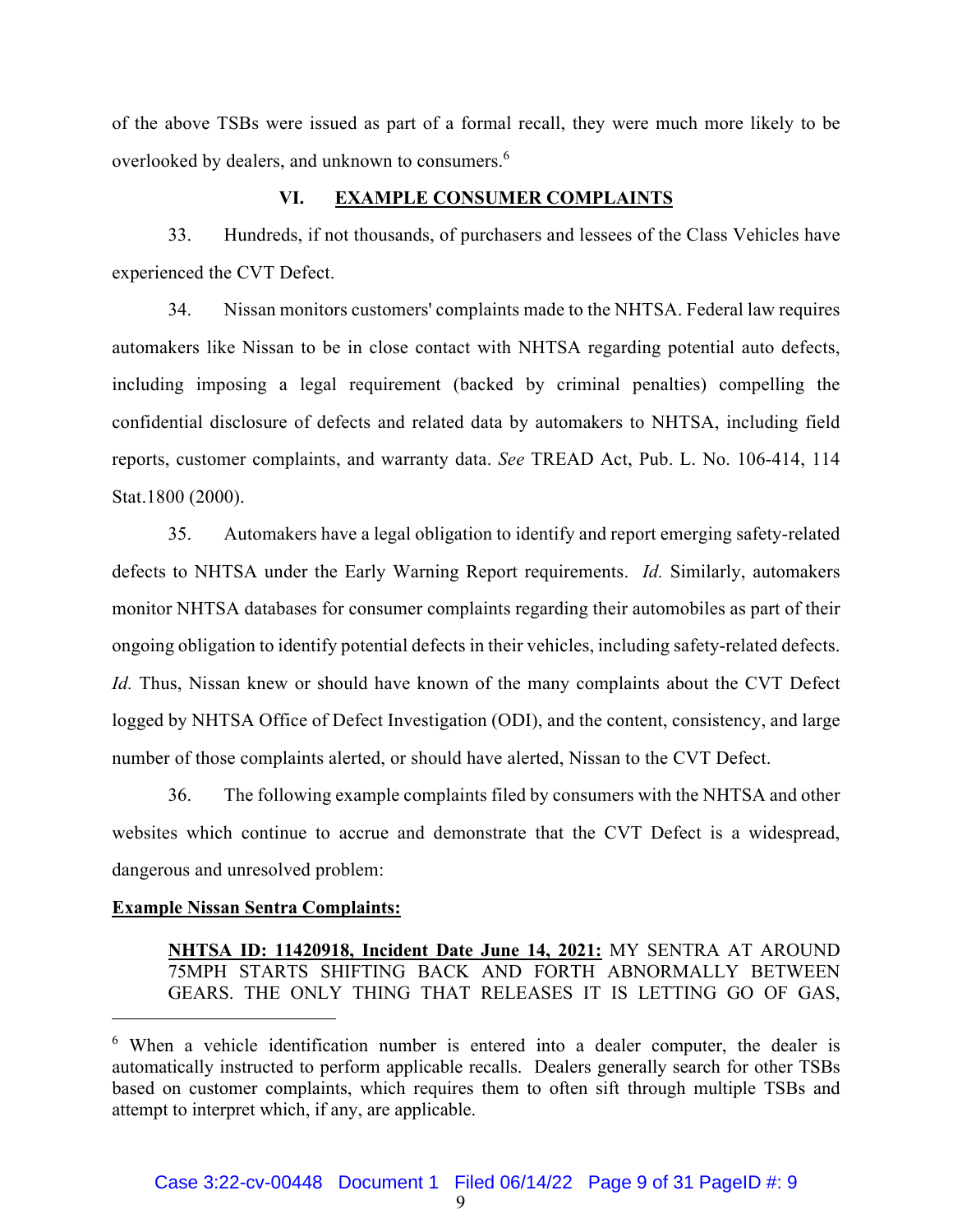of the above TSBs were issued as part of a formal recall, they were much more likely to be overlooked by dealers, and unknown to consumers.[6]

## VI. EXAMPLE CONSUMER COMPLAINTS

33. Hundreds, if not thousands, of purchasers and lessees of the Class Vehicles have experienced the CVT Defect.

34. Nissan monitors customers' complaints made to the NHTSA. Federal law requires automakers like Nissan to be in close contact with NHTSA regarding potential auto defects, including imposing a legal requirement (backed by criminal penalties) compelling the confidential disclosure of defects and related data by automakers to NHTSA, including field reports, customer complaints, and warranty data. *See* TREAD Act, Pub. L. No. 106-414, 114 Stat.1800 (2000).

35. Automakers have a legal obligation to identify and report emerging safety-related defects to NHTSA under the Early Warning Report requirements. *Id.* Similarly, automakers monitor NHTSA databases for consumer complaints regarding their automobiles as part of their ongoing obligation to identify potential defects in their vehicles, including safety-related defects. *Id.* Thus, Nissan knew or should have known of the many complaints about the CVT Defect logged by NHTSA Office of Defect Investigation (ODI), and the content, consistency, and large number of those complaints alerted, or should have alerted, Nissan to the CVT Defect.

36. The following example complaints filed by consumers with the NHTSA and other websites which continue to accrue and demonstrate that the CVT Defect is a widespread, dangerous and unresolved problem:

**Example Nissan Sentra Complaints:**

> **NHTSA ID: 11420918, Incident Date June 14, 2021:** MY SENTRA AT AROUND 75MPH STARTS SHIFTING BACK AND FORTH ABNORMALLY BETWEEN GEARS. THE ONLY THING THAT RELEASES IT IS LETTING GO OF GAS,

[6] When a vehicle identification number is entered into a dealer computer, the dealer is automatically instructed to perform applicable recalls. Dealers generally search for other TSBs based on customer complaints, which requires them to often sift through multiple TSBs and attempt to interpret which, if any, are applicable.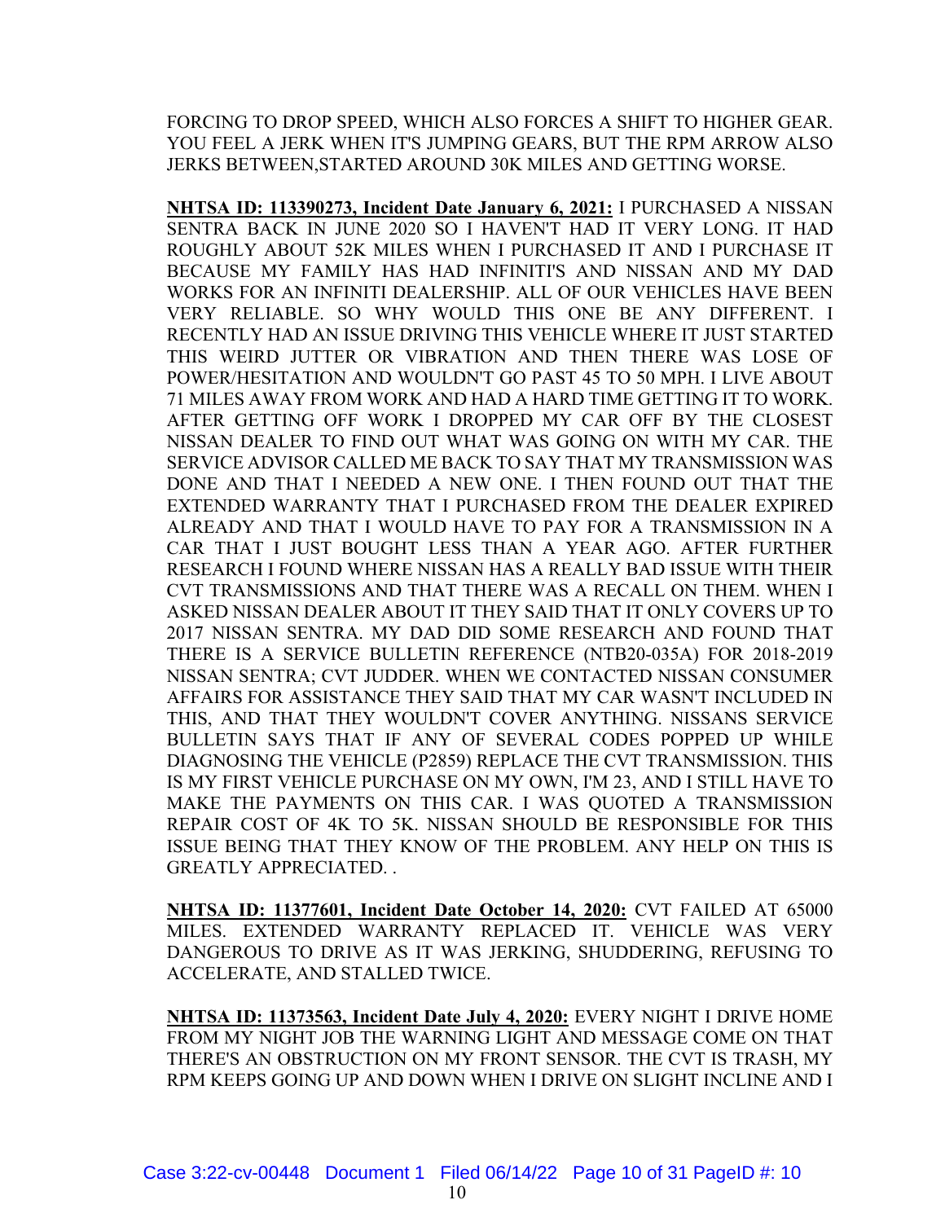FORCING TO DROP SPEED, WHICH ALSO FORCES A SHIFT TO HIGHER GEAR. YOU FEEL A JERK WHEN IT'S JUMPING GEARS, BUT THE RPM ARROW ALSO JERKS BETWEEN,STARTED AROUND 30K MILES AND GETTING WORSE.

**NHTSA ID: 113390273, Incident Date January 6, 2021:** I PURCHASED A NISSAN SENTRA BACK IN JUNE 2020 SO I HAVEN'T HAD IT VERY LONG. IT HAD ROUGHLY ABOUT 52K MILES WHEN I PURCHASED IT AND I PURCHASE IT BECAUSE MY FAMILY HAS HAD INFINITI'S AND NISSAN AND MY DAD WORKS FOR AN INFINITI DEALERSHIP. ALL OF OUR VEHICLES HAVE BEEN VERY RELIABLE. SO WHY WOULD THIS ONE BE ANY DIFFERENT. I RECENTLY HAD AN ISSUE DRIVING THIS VEHICLE WHERE IT JUST STARTED THIS WEIRD JUTTER OR VIBRATION AND THEN THERE WAS LOSE OF POWER/HESITATION AND WOULDN'T GO PAST 45 TO 50 MPH. I LIVE ABOUT 71 MILES AWAY FROM WORK AND HAD A HARD TIME GETTING IT TO WORK. AFTER GETTING OFF WORK I DROPPED MY CAR OFF BY THE CLOSEST NISSAN DEALER TO FIND OUT WHAT WAS GOING ON WITH MY CAR. THE SERVICE ADVISOR CALLED ME BACK TO SAY THAT MY TRANSMISSION WAS DONE AND THAT I NEEDED A NEW ONE. I THEN FOUND OUT THAT THE EXTENDED WARRANTY THAT I PURCHASED FROM THE DEALER EXPIRED ALREADY AND THAT I WOULD HAVE TO PAY FOR A TRANSMISSION IN A CAR THAT I JUST BOUGHT LESS THAN A YEAR AGO. AFTER FURTHER RESEARCH I FOUND WHERE NISSAN HAS A REALLY BAD ISSUE WITH THEIR CVT TRANSMISSIONS AND THAT THERE WAS A RECALL ON THEM. WHEN I ASKED NISSAN DEALER ABOUT IT THEY SAID THAT IT ONLY COVERS UP TO 2017 NISSAN SENTRA. MY DAD DID SOME RESEARCH AND FOUND THAT THERE IS A SERVICE BULLETIN REFERENCE (NTB20-035A) FOR 2018-2019 NISSAN SENTRA; CVT JUDDER. WHEN WE CONTACTED NISSAN CONSUMER AFFAIRS FOR ASSISTANCE THEY SAID THAT MY CAR WASN'T INCLUDED IN THIS, AND THAT THEY WOULDN'T COVER ANYTHING. NISSANS SERVICE BULLETIN SAYS THAT IF ANY OF SEVERAL CODES POPPED UP WHILE DIAGNOSING THE VEHICLE (P2859) REPLACE THE CVT TRANSMISSION. THIS IS MY FIRST VEHICLE PURCHASE ON MY OWN, I'M 23, AND I STILL HAVE TO MAKE THE PAYMENTS ON THIS CAR. I WAS QUOTED A TRANSMISSION REPAIR COST OF 4K TO 5K. NISSAN SHOULD BE RESPONSIBLE FOR THIS ISSUE BEING THAT THEY KNOW OF THE PROBLEM. ANY HELP ON THIS IS GREATLY APPRECIATED. .

**NHTSA ID: 11377601, Incident Date October 14, 2020:** CVT FAILED AT 65000 MILES. EXTENDED WARRANTY REPLACED IT. VEHICLE WAS VERY DANGEROUS TO DRIVE AS IT WAS JERKING, SHUDDERING, REFUSING TO ACCELERATE, AND STALLED TWICE.

**NHTSA ID: 11373563, Incident Date July 4, 2020:** EVERY NIGHT I DRIVE HOME FROM MY NIGHT JOB THE WARNING LIGHT AND MESSAGE COME ON THAT THERE'S AN OBSTRUCTION ON MY FRONT SENSOR. THE CVT IS TRASH, MY RPM KEEPS GOING UP AND DOWN WHEN I DRIVE ON SLIGHT INCLINE AND I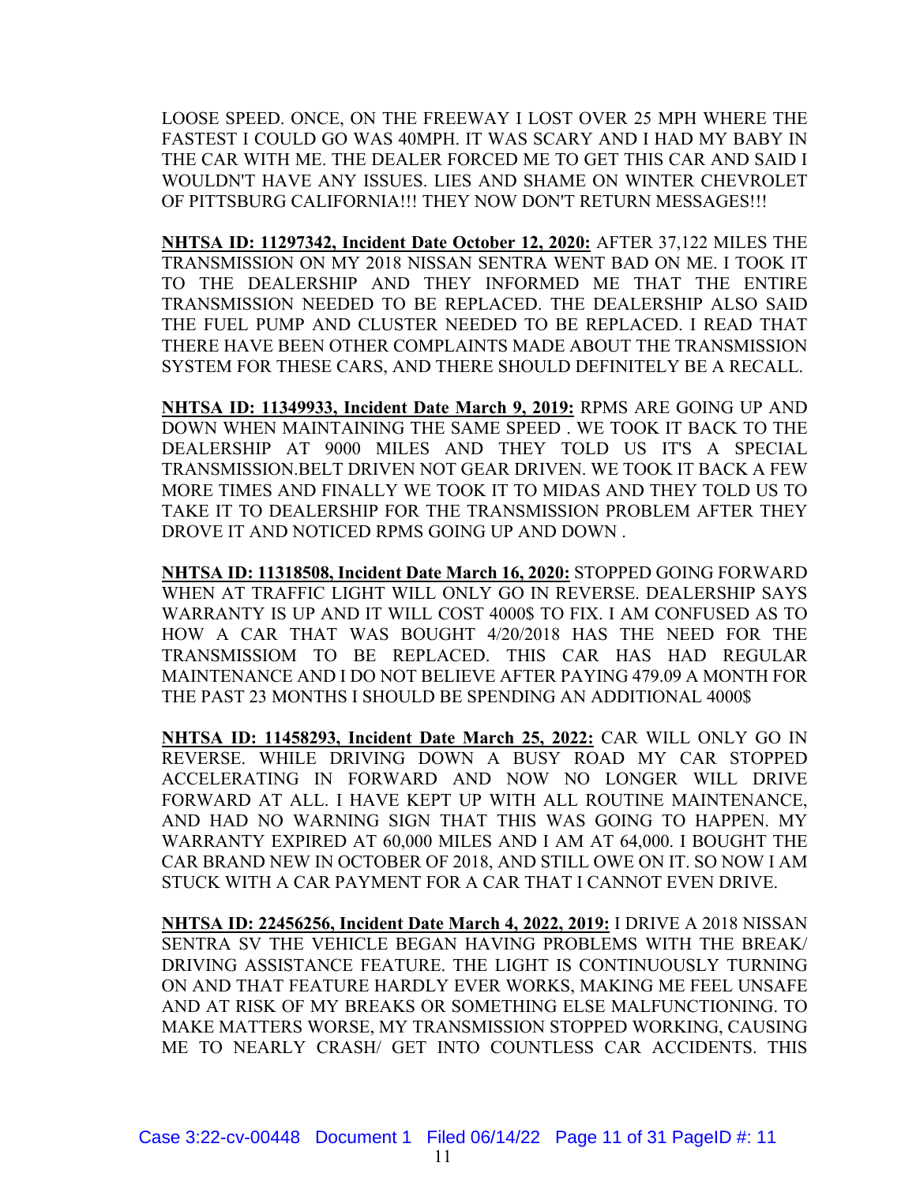LOOSE SPEED. ONCE, ON THE FREEWAY I LOST OVER 25 MPH WHERE THE FASTEST I COULD GO WAS 40MPH. IT WAS SCARY AND I HAD MY BABY IN THE CAR WITH ME. THE DEALER FORCED ME TO GET THIS CAR AND SAID I WOULDN'T HAVE ANY ISSUES. LIES AND SHAME ON WINTER CHEVROLET OF PITTSBURG CALIFORNIA!!! THEY NOW DON'T RETURN MESSAGES!!!

**NHTSA ID: 11297342, Incident Date October 12, 2020:** AFTER 37,122 MILES THE TRANSMISSION ON MY 2018 NISSAN SENTRA WENT BAD ON ME. I TOOK IT TO THE DEALERSHIP AND THEY INFORMED ME THAT THE ENTIRE TRANSMISSION NEEDED TO BE REPLACED. THE DEALERSHIP ALSO SAID THE FUEL PUMP AND CLUSTER NEEDED TO BE REPLACED. I READ THAT THERE HAVE BEEN OTHER COMPLAINTS MADE ABOUT THE TRANSMISSION SYSTEM FOR THESE CARS, AND THERE SHOULD DEFINITELY BE A RECALL.

**NHTSA ID: 11349933, Incident Date March 9, 2019:** RPMS ARE GOING UP AND DOWN WHEN MAINTAINING THE SAME SPEED . WE TOOK IT BACK TO THE DEALERSHIP AT 9000 MILES AND THEY TOLD US IT'S A SPECIAL TRANSMISSION.BELT DRIVEN NOT GEAR DRIVEN. WE TOOK IT BACK A FEW MORE TIMES AND FINALLY WE TOOK IT TO MIDAS AND THEY TOLD US TO TAKE IT TO DEALERSHIP FOR THE TRANSMISSION PROBLEM AFTER THEY DROVE IT AND NOTICED RPMS GOING UP AND DOWN .

**NHTSA ID: 11318508, Incident Date March 16, 2020:** STOPPED GOING FORWARD WHEN AT TRAFFIC LIGHT WILL ONLY GO IN REVERSE. DEALERSHIP SAYS WARRANTY IS UP AND IT WILL COST 4000$ TO FIX. I AM CONFUSED AS TO HOW A CAR THAT WAS BOUGHT 4/20/2018 HAS THE NEED FOR THE TRANSMISSIOM TO BE REPLACED. THIS CAR HAS HAD REGULAR MAINTENANCE AND I DO NOT BELIEVE AFTER PAYING 479.09 A MONTH FOR THE PAST 23 MONTHS I SHOULD BE SPENDING AN ADDITIONAL 4000$

**NHTSA ID: 11458293, Incident Date March 25, 2022:** CAR WILL ONLY GO IN REVERSE. WHILE DRIVING DOWN A BUSY ROAD MY CAR STOPPED ACCELERATING IN FORWARD AND NOW NO LONGER WILL DRIVE FORWARD AT ALL. I HAVE KEPT UP WITH ALL ROUTINE MAINTENANCE, AND HAD NO WARNING SIGN THAT THIS WAS GOING TO HAPPEN. MY WARRANTY EXPIRED AT 60,000 MILES AND I AM AT 64,000. I BOUGHT THE CAR BRAND NEW IN OCTOBER OF 2018, AND STILL OWE ON IT. SO NOW I AM STUCK WITH A CAR PAYMENT FOR A CAR THAT I CANNOT EVEN DRIVE.

**NHTSA ID: 22456256, Incident Date March 4, 2022, 2019:** I DRIVE A 2018 NISSAN SENTRA SV THE VEHICLE BEGAN HAVING PROBLEMS WITH THE BREAK/ DRIVING ASSISTANCE FEATURE. THE LIGHT IS CONTINUOUSLY TURNING ON AND THAT FEATURE HARDLY EVER WORKS, MAKING ME FEEL UNSAFE AND AT RISK OF MY BREAKS OR SOMETHING ELSE MALFUNCTIONING. TO MAKE MATTERS WORSE, MY TRANSMISSION STOPPED WORKING, CAUSING ME TO NEARLY CRASH/ GET INTO COUNTLESS CAR ACCIDENTS. THIS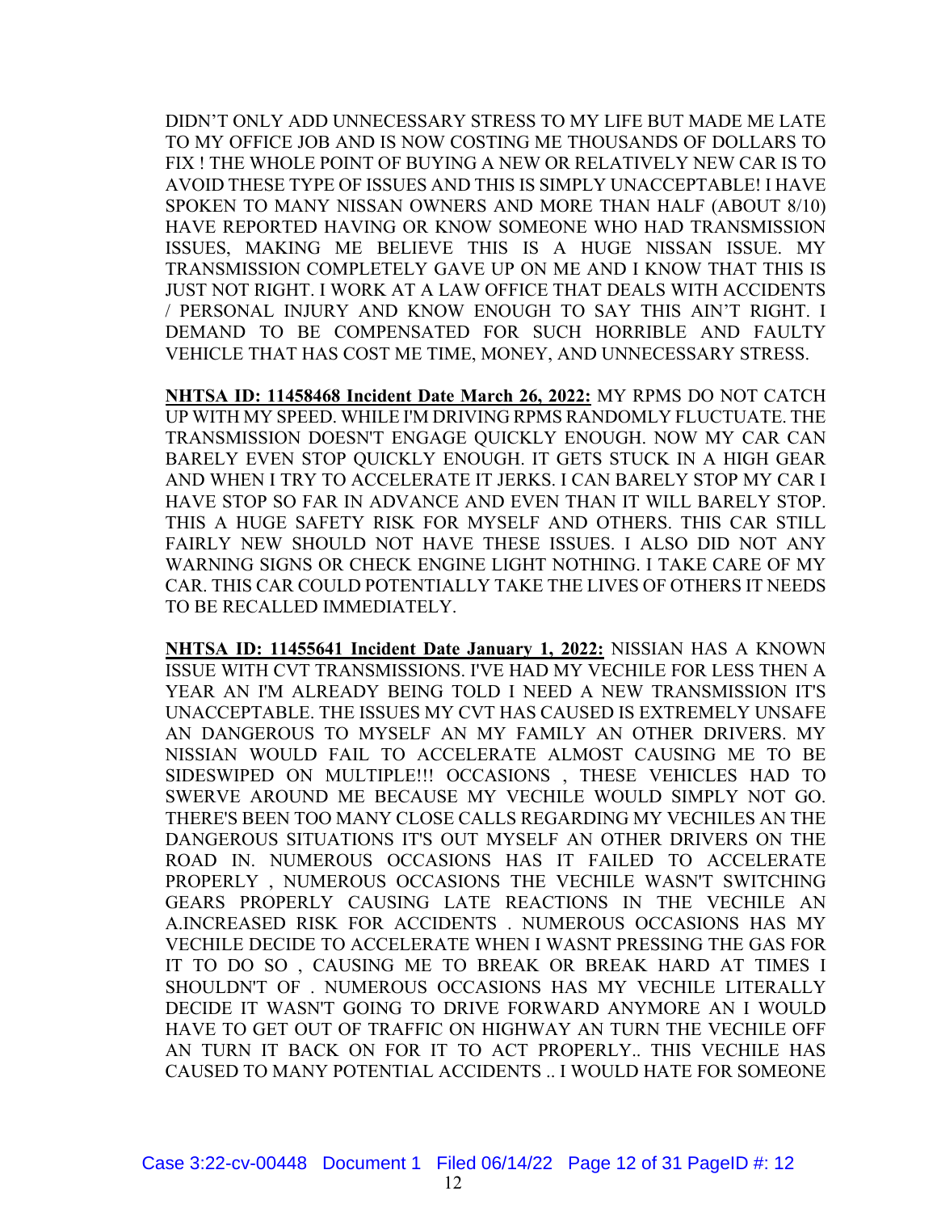DIDN'T ONLY ADD UNNECESSARY STRESS TO MY LIFE BUT MADE ME LATE TO MY OFFICE JOB AND IS NOW COSTING ME THOUSANDS OF DOLLARS TO FIX ! THE WHOLE POINT OF BUYING A NEW OR RELATIVELY NEW CAR IS TO AVOID THESE TYPE OF ISSUES AND THIS IS SIMPLY UNACCEPTABLE! I HAVE SPOKEN TO MANY NISSAN OWNERS AND MORE THAN HALF (ABOUT 8/10) HAVE REPORTED HAVING OR KNOW SOMEONE WHO HAD TRANSMISSION ISSUES, MAKING ME BELIEVE THIS IS A HUGE NISSAN ISSUE. MY TRANSMISSION COMPLETELY GAVE UP ON ME AND I KNOW THAT THIS IS JUST NOT RIGHT. I WORK AT A LAW OFFICE THAT DEALS WITH ACCIDENTS / PERSONAL INJURY AND KNOW ENOUGH TO SAY THIS AIN'T RIGHT. I DEMAND TO BE COMPENSATED FOR SUCH HORRIBLE AND FAULTY VEHICLE THAT HAS COST ME TIME, MONEY, AND UNNECESSARY STRESS.

**NHTSA ID: 11458468 Incident Date March 26, 2022:** MY RPMS DO NOT CATCH UP WITH MY SPEED. WHILE I'M DRIVING RPMS RANDOMLY FLUCTUATE. THE TRANSMISSION DOESN'T ENGAGE QUICKLY ENOUGH. NOW MY CAR CAN BARELY EVEN STOP QUICKLY ENOUGH. IT GETS STUCK IN A HIGH GEAR AND WHEN I TRY TO ACCELERATE IT JERKS. I CAN BARELY STOP MY CAR I HAVE STOP SO FAR IN ADVANCE AND EVEN THAN IT WILL BARELY STOP. THIS A HUGE SAFETY RISK FOR MYSELF AND OTHERS. THIS CAR STILL FAIRLY NEW SHOULD NOT HAVE THESE ISSUES. I ALSO DID NOT ANY WARNING SIGNS OR CHECK ENGINE LIGHT NOTHING. I TAKE CARE OF MY CAR. THIS CAR COULD POTENTIALLY TAKE THE LIVES OF OTHERS IT NEEDS TO BE RECALLED IMMEDIATELY.

**NHTSA ID: 11455641 Incident Date January 1, 2022:** NISSIAN HAS A KNOWN ISSUE WITH CVT TRANSMISSIONS. I'VE HAD MY VECHILE FOR LESS THEN A YEAR AN I'M ALREADY BEING TOLD I NEED A NEW TRANSMISSION IT'S UNACCEPTABLE. THE ISSUES MY CVT HAS CAUSED IS EXTREMELY UNSAFE AN DANGEROUS TO MYSELF AN MY FAMILY AN OTHER DRIVERS. MY NISSIAN WOULD FAIL TO ACCELERATE ALMOST CAUSING ME TO BE SIDESWIPED ON MULTIPLE!!! OCCASIONS , THESE VEHICLES HAD TO SWERVE AROUND ME BECAUSE MY VECHILE WOULD SIMPLY NOT GO. THERE'S BEEN TOO MANY CLOSE CALLS REGARDING MY VECHILES AN THE DANGEROUS SITUATIONS IT'S OUT MYSELF AN OTHER DRIVERS ON THE ROAD IN. NUMEROUS OCCASIONS HAS IT FAILED TO ACCELERATE PROPERLY , NUMEROUS OCCASIONS THE VECHILE WASN'T SWITCHING GEARS PROPERLY CAUSING LATE REACTIONS IN THE VECHILE AN A.INCREASED RISK FOR ACCIDENTS . NUMEROUS OCCASIONS HAS MY VECHILE DECIDE TO ACCELERATE WHEN I WASNT PRESSING THE GAS FOR IT TO DO SO , CAUSING ME TO BREAK OR BREAK HARD AT TIMES I SHOULDN'T OF . NUMEROUS OCCASIONS HAS MY VECHILE LITERALLY DECIDE IT WASN'T GOING TO DRIVE FORWARD ANYMORE AN I WOULD HAVE TO GET OUT OF TRAFFIC ON HIGHWAY AN TURN THE VECHILE OFF AN TURN IT BACK ON FOR IT TO ACT PROPERLY.. THIS VECHILE HAS CAUSED TO MANY POTENTIAL ACCIDENTS .. I WOULD HATE FOR SOMEONE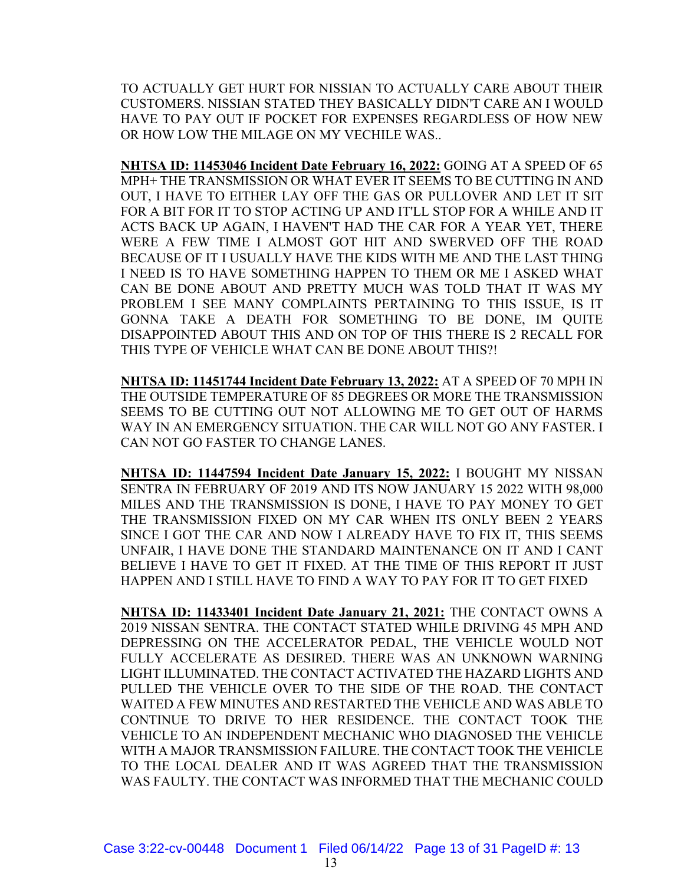TO ACTUALLY GET HURT FOR NISSIAN TO ACTUALLY CARE ABOUT THEIR CUSTOMERS. NISSIAN STATED THEY BASICALLY DIDN'T CARE AN I WOULD HAVE TO PAY OUT IF POCKET FOR EXPENSES REGARDLESS OF HOW NEW OR HOW LOW THE MILAGE ON MY VECHILE WAS..

**NHTSA ID: 11453046 Incident Date February 16, 2022:** GOING AT A SPEED OF 65 MPH+ THE TRANSMISSION OR WHAT EVER IT SEEMS TO BE CUTTING IN AND OUT, I HAVE TO EITHER LAY OFF THE GAS OR PULLOVER AND LET IT SIT FOR A BIT FOR IT TO STOP ACTING UP AND IT'LL STOP FOR A WHILE AND IT ACTS BACK UP AGAIN, I HAVEN'T HAD THE CAR FOR A YEAR YET, THERE WERE A FEW TIME I ALMOST GOT HIT AND SWERVED OFF THE ROAD BECAUSE OF IT I USUALLY HAVE THE KIDS WITH ME AND THE LAST THING I NEED IS TO HAVE SOMETHING HAPPEN TO THEM OR ME I ASKED WHAT CAN BE DONE ABOUT AND PRETTY MUCH WAS TOLD THAT IT WAS MY PROBLEM I SEE MANY COMPLAINTS PERTAINING TO THIS ISSUE, IS IT GONNA TAKE A DEATH FOR SOMETHING TO BE DONE, IM QUITE DISAPPOINTED ABOUT THIS AND ON TOP OF THIS THERE IS 2 RECALL FOR THIS TYPE OF VEHICLE WHAT CAN BE DONE ABOUT THIS?!

**NHTSA ID: 11451744 Incident Date February 13, 2022:** AT A SPEED OF 70 MPH IN THE OUTSIDE TEMPERATURE OF 85 DEGREES OR MORE THE TRANSMISSION SEEMS TO BE CUTTING OUT NOT ALLOWING ME TO GET OUT OF HARMS WAY IN AN EMERGENCY SITUATION. THE CAR WILL NOT GO ANY FASTER. I CAN NOT GO FASTER TO CHANGE LANES.

**NHTSA ID: 11447594 Incident Date January 15, 2022:** I BOUGHT MY NISSAN SENTRA IN FEBRUARY OF 2019 AND ITS NOW JANUARY 15 2022 WITH 98,000 MILES AND THE TRANSMISSION IS DONE, I HAVE TO PAY MONEY TO GET THE TRANSMISSION FIXED ON MY CAR WHEN ITS ONLY BEEN 2 YEARS SINCE I GOT THE CAR AND NOW I ALREADY HAVE TO FIX IT, THIS SEEMS UNFAIR, I HAVE DONE THE STANDARD MAINTENANCE ON IT AND I CANT BELIEVE I HAVE TO GET IT FIXED. AT THE TIME OF THIS REPORT IT JUST HAPPEN AND I STILL HAVE TO FIND A WAY TO PAY FOR IT TO GET FIXED

**NHTSA ID: 11433401 Incident Date January 21, 2021:** THE CONTACT OWNS A 2019 NISSAN SENTRA. THE CONTACT STATED WHILE DRIVING 45 MPH AND DEPRESSING ON THE ACCELERATOR PEDAL, THE VEHICLE WOULD NOT FULLY ACCELERATE AS DESIRED. THERE WAS AN UNKNOWN WARNING LIGHT ILLUMINATED. THE CONTACT ACTIVATED THE HAZARD LIGHTS AND PULLED THE VEHICLE OVER TO THE SIDE OF THE ROAD. THE CONTACT WAITED A FEW MINUTES AND RESTARTED THE VEHICLE AND WAS ABLE TO CONTINUE TO DRIVE TO HER RESIDENCE. THE CONTACT TOOK THE VEHICLE TO AN INDEPENDENT MECHANIC WHO DIAGNOSED THE VEHICLE WITH A MAJOR TRANSMISSION FAILURE. THE CONTACT TOOK THE VEHICLE TO THE LOCAL DEALER AND IT WAS AGREED THAT THE TRANSMISSION WAS FAULTY. THE CONTACT WAS INFORMED THAT THE MECHANIC COULD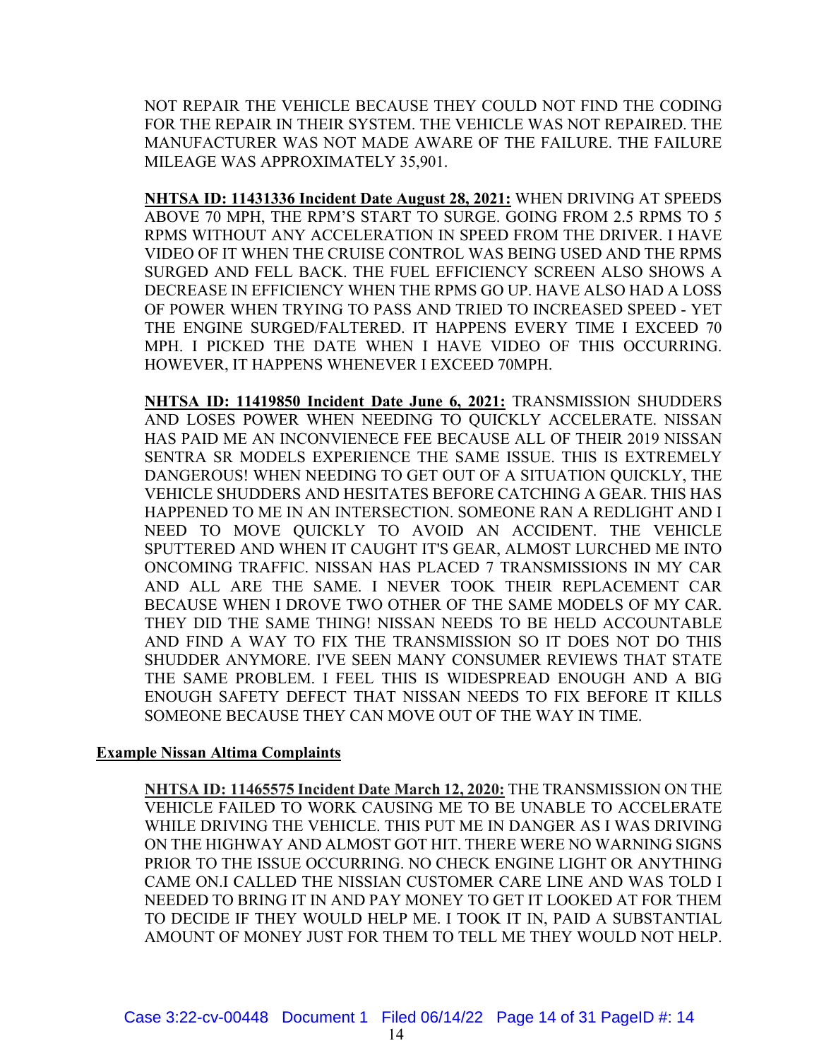NOT REPAIR THE VEHICLE BECAUSE THEY COULD NOT FIND THE CODING FOR THE REPAIR IN THEIR SYSTEM. THE VEHICLE WAS NOT REPAIRED. THE MANUFACTURER WAS NOT MADE AWARE OF THE FAILURE. THE FAILURE MILEAGE WAS APPROXIMATELY 35,901.

**NHTSA ID: 11431336 Incident Date August 28, 2021:** WHEN DRIVING AT SPEEDS ABOVE 70 MPH, THE RPM'S START TO SURGE. GOING FROM 2.5 RPMS TO 5 RPMS WITHOUT ANY ACCELERATION IN SPEED FROM THE DRIVER. I HAVE VIDEO OF IT WHEN THE CRUISE CONTROL WAS BEING USED AND THE RPMS SURGED AND FELL BACK. THE FUEL EFFICIENCY SCREEN ALSO SHOWS A DECREASE IN EFFICIENCY WHEN THE RPMS GO UP. HAVE ALSO HAD A LOSS OF POWER WHEN TRYING TO PASS AND TRIED TO INCREASED SPEED - YET THE ENGINE SURGED/FALTERED. IT HAPPENS EVERY TIME I EXCEED 70 MPH. I PICKED THE DATE WHEN I HAVE VIDEO OF THIS OCCURRING. HOWEVER, IT HAPPENS WHENEVER I EXCEED 70MPH.

**NHTSA ID: 11419850 Incident Date June 6, 2021:** TRANSMISSION SHUDDERS AND LOSES POWER WHEN NEEDING TO QUICKLY ACCELERATE. NISSAN HAS PAID ME AN INCONVIENECE FEE BECAUSE ALL OF THEIR 2019 NISSAN SENTRA SR MODELS EXPERIENCE THE SAME ISSUE. THIS IS EXTREMELY DANGEROUS! WHEN NEEDING TO GET OUT OF A SITUATION QUICKLY, THE VEHICLE SHUDDERS AND HESITATES BEFORE CATCHING A GEAR. THIS HAS HAPPENED TO ME IN AN INTERSECTION. SOMEONE RAN A REDLIGHT AND I NEED TO MOVE QUICKLY TO AVOID AN ACCIDENT. THE VEHICLE SPUTTERED AND WHEN IT CAUGHT IT'S GEAR, ALMOST LURCHED ME INTO ONCOMING TRAFFIC. NISSAN HAS PLACED 7 TRANSMISSIONS IN MY CAR AND ALL ARE THE SAME. I NEVER TOOK THEIR REPLACEMENT CAR BECAUSE WHEN I DROVE TWO OTHER OF THE SAME MODELS OF MY CAR. THEY DID THE SAME THING! NISSAN NEEDS TO BE HELD ACCOUNTABLE AND FIND A WAY TO FIX THE TRANSMISSION SO IT DOES NOT DO THIS SHUDDER ANYMORE. I'VE SEEN MANY CONSUMER REVIEWS THAT STATE THE SAME PROBLEM. I FEEL THIS IS WIDESPREAD ENOUGH AND A BIG ENOUGH SAFETY DEFECT THAT NISSAN NEEDS TO FIX BEFORE IT KILLS SOMEONE BECAUSE THEY CAN MOVE OUT OF THE WAY IN TIME.

**Example Nissan Altima Complaints**

**NHTSA ID: 11465575 Incident Date March 12, 2020:** THE TRANSMISSION ON THE VEHICLE FAILED TO WORK CAUSING ME TO BE UNABLE TO ACCELERATE WHILE DRIVING THE VEHICLE. THIS PUT ME IN DANGER AS I WAS DRIVING ON THE HIGHWAY AND ALMOST GOT HIT. THERE WERE NO WARNING SIGNS PRIOR TO THE ISSUE OCCURRING. NO CHECK ENGINE LIGHT OR ANYTHING CAME ON.I CALLED THE NISSIAN CUSTOMER CARE LINE AND WAS TOLD I NEEDED TO BRING IT IN AND PAY MONEY TO GET IT LOOKED AT FOR THEM TO DECIDE IF THEY WOULD HELP ME. I TOOK IT IN, PAID A SUBSTANTIAL AMOUNT OF MONEY JUST FOR THEM TO TELL ME THEY WOULD NOT HELP.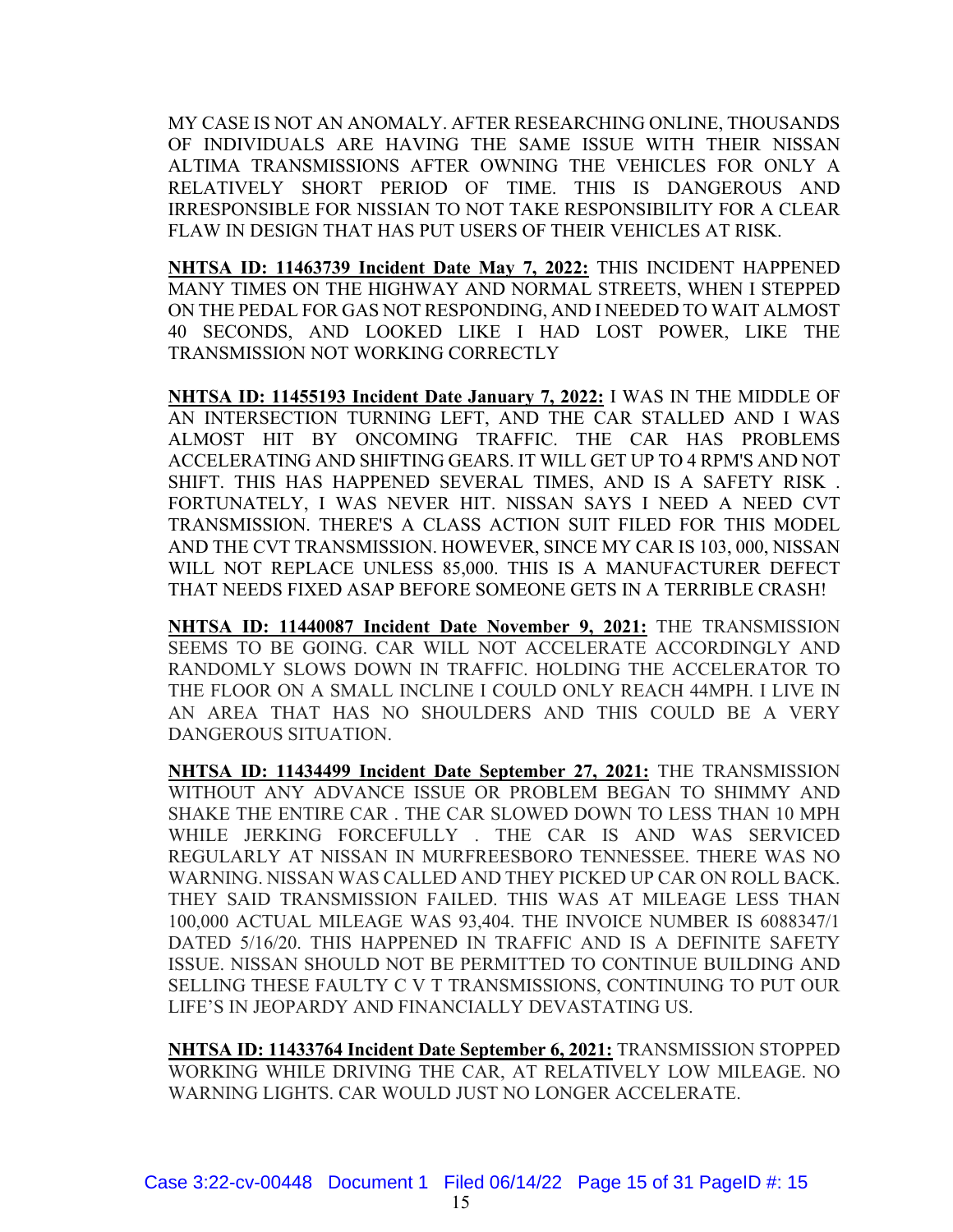MY CASE IS NOT AN ANOMALY. AFTER RESEARCHING ONLINE, THOUSANDS OF INDIVIDUALS ARE HAVING THE SAME ISSUE WITH THEIR NISSAN ALTIMA TRANSMISSIONS AFTER OWNING THE VEHICLES FOR ONLY A RELATIVELY SHORT PERIOD OF TIME. THIS IS DANGEROUS AND IRRESPONSIBLE FOR NISSAN TO NOT TAKE RESPONSIBILITY FOR A CLEAR FLAW IN DESIGN THAT HAS PUT USERS OF THEIR VEHICLES AT RISK.

**NHTSA ID: 11463739 Incident Date May 7, 2022:** THIS INCIDENT HAPPENED MANY TIMES ON THE HIGHWAY AND NORMAL STREETS, WHEN I STEPPED ON THE PEDAL FOR GAS NOT RESPONDING, AND I NEEDED TO WAIT ALMOST 40 SECONDS, AND LOOKED LIKE I HAD LOST POWER, LIKE THE TRANSMISSION NOT WORKING CORRECTLY

**NHTSA ID: 11455193 Incident Date January 7, 2022:** I WAS IN THE MIDDLE OF AN INTERSECTION TURNING LEFT, AND THE CAR STALLED AND I WAS ALMOST HIT BY ONCOMING TRAFFIC. THE CAR HAS PROBLEMS ACCELERATING AND SHIFTING GEARS. IT WILL GET UP TO 4 RPM'S AND NOT SHIFT. THIS HAS HAPPENED SEVERAL TIMES, AND IS A SAFETY RISK . FORTUNATELY, I WAS NEVER HIT. NISSAN SAYS I NEED A NEED CVT TRANSMISSION. THERE'S A CLASS ACTION SUIT FILED FOR THIS MODEL AND THE CVT TRANSMISSION. HOWEVER, SINCE MY CAR IS 103, 000, NISSAN WILL NOT REPLACE UNLESS 85,000. THIS IS A MANUFACTURER DEFECT THAT NEEDS FIXED ASAP BEFORE SOMEONE GETS IN A TERRIBLE CRASH!

**NHTSA ID: 11440087 Incident Date November 9, 2021:** THE TRANSMISSION SEEMS TO BE GOING. CAR WILL NOT ACCELERATE ACCORDINGLY AND RANDOMLY SLOWS DOWN IN TRAFFIC. HOLDING THE ACCELERATOR TO THE FLOOR ON A SMALL INCLINE I COULD ONLY REACH 44MPH. I LIVE IN AN AREA THAT HAS NO SHOULDERS AND THIS COULD BE A VERY DANGEROUS SITUATION.

**NHTSA ID: 11434499 Incident Date September 27, 2021:** THE TRANSMISSION WITHOUT ANY ADVANCE ISSUE OR PROBLEM BEGAN TO SHIMMY AND SHAKE THE ENTIRE CAR . THE CAR SLOWED DOWN TO LESS THAN 10 MPH WHILE JERKING FORCEFULLY . THE CAR IS AND WAS SERVICED REGULARLY AT NISSAN IN MURFREESBORO TENNESSEE. THERE WAS NO WARNING. NISSAN WAS CALLED AND THEY PICKED UP CAR ON ROLL BACK. THEY SAID TRANSMISSION FAILED. THIS WAS AT MILEAGE LESS THAN 100,000 ACTUAL MILEAGE WAS 93,404. THE INVOICE NUMBER IS 6088347/1 DATED 5/16/20. THIS HAPPENED IN TRAFFIC AND IS A DEFINITE SAFETY ISSUE. NISSAN SHOULD NOT BE PERMITTED TO CONTINUE BUILDING AND SELLING THESE FAULTY C V T TRANSMISSIONS, CONTINUING TO PUT OUR LIFE'S IN JEOPARDY AND FINANCIALLY DEVASTATING US.

**NHTSA ID: 11433764 Incident Date September 6, 2021:** TRANSMISSION STOPPED WORKING WHILE DRIVING THE CAR, AT RELATIVELY LOW MILEAGE. NO WARNING LIGHTS. CAR WOULD JUST NO LONGER ACCELERATE.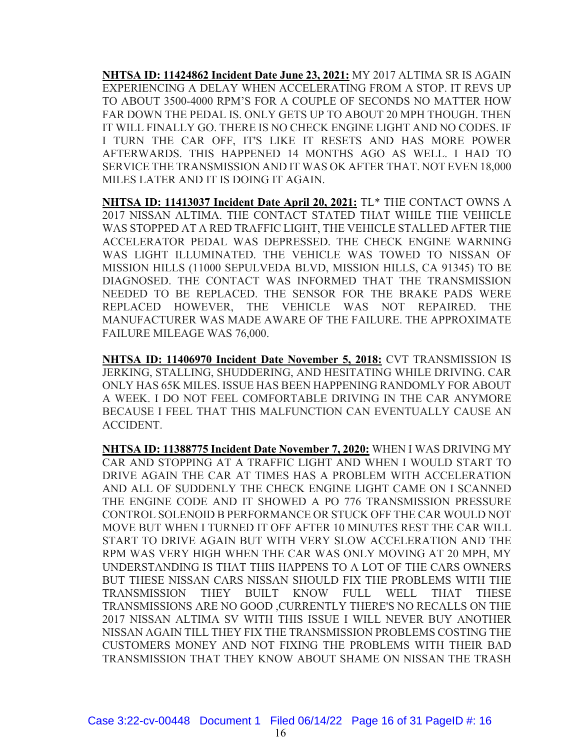**<u>NHTSA ID: 11424862 Incident Date June 23, 2021:</u>** MY 2017 ALTIMA SR IS AGAIN EXPERIENCING A DELAY WHEN ACCELERATING FROM A STOP. IT REVS UP TO ABOUT 3500-4000 RPM'S FOR A COUPLE OF SECONDS NO MATTER HOW FAR DOWN THE PEDAL IS. ONLY GETS UP TO ABOUT 20 MPH THOUGH. THEN IT WILL FINALLY GO. THERE IS NO CHECK ENGINE LIGHT AND NO CODES. IF I TURN THE CAR OFF, IT'S LIKE IT RESETS AND HAS MORE POWER AFTERWARDS. THIS HAPPENED 14 MONTHS AGO AS WELL. I HAD TO SERVICE THE TRANSMISSION AND IT WAS OK AFTER THAT. NOT EVEN 18,000 MILES LATER AND IT IS DOING IT AGAIN.

**<u>NHTSA ID: 11413037 Incident Date April 20, 2021:</u>** TL* THE CONTACT OWNS A 2017 NISSAN ALTIMA. THE CONTACT STATED THAT WHILE THE VEHICLE WAS STOPPED AT A RED TRAFFIC LIGHT, THE VEHICLE STALLED AFTER THE ACCELERATOR PEDAL WAS DEPRESSED. THE CHECK ENGINE WARNING WAS LIGHT ILLUMINATED. THE VEHICLE WAS TOWED TO NISSAN OF MISSION HILLS (11000 SEPULVEDA BLVD, MISSION HILLS, CA 91345) TO BE DIAGNOSED. THE CONTACT WAS INFORMED THAT THE TRANSMISSION NEEDED TO BE REPLACED. THE SENSOR FOR THE BRAKE PADS WERE REPLACED HOWEVER, THE VEHICLE WAS NOT REPAIRED. THE MANUFACTURER WAS MADE AWARE OF THE FAILURE. THE APPROXIMATE FAILURE MILEAGE WAS 76,000.

**<u>NHTSA ID: 11406970 Incident Date November 5, 2018:</u>** CVT TRANSMISSION IS JERKING, STALLING, SHUDDERING, AND HESITATING WHILE DRIVING. CAR ONLY HAS 65K MILES. ISSUE HAS BEEN HAPPENING RANDOMLY FOR ABOUT A WEEK. I DO NOT FEEL COMFORTABLE DRIVING IN THE CAR ANYMORE BECAUSE I FEEL THAT THIS MALFUNCTION CAN EVENTUALLY CAUSE AN ACCIDENT.

**<u>NHTSA ID: 11388775 Incident Date November 7, 2020:</u>** WHEN I WAS DRIVING MY CAR AND STOPPING AT A TRAFFIC LIGHT AND WHEN I WOULD START TO DRIVE AGAIN THE CAR AT TIMES HAS A PROBLEM WITH ACCELERATION AND ALL OF SUDDENLY THE CHECK ENGINE LIGHT CAME ON I SCANNED THE ENGINE CODE AND IT SHOWED A PO 776 TRANSMISSION PRESSURE CONTROL SOLENOID B PERFORMANCE OR STUCK OFF THE CAR WOULD NOT MOVE BUT WHEN I TURNED IT OFF AFTER 10 MINUTES REST THE CAR WILL START TO DRIVE AGAIN BUT WITH VERY SLOW ACCELERATION AND THE RPM WAS VERY HIGH WHEN THE CAR WAS ONLY MOVING AT 20 MPH, MY UNDERSTANDING IS THAT THIS HAPPENS TO A LOT OF THE CARS OWNERS BUT THESE NISSAN CARS NISSAN SHOULD FIX THE PROBLEMS WITH THE TRANSMISSION THEY BUILT KNOW FULL WELL THAT THESE TRANSMISSIONS ARE NO GOOD ,CURRENTLY THERE'S NO RECALLS ON THE 2017 NISSAN ALTIMA SV WITH THIS ISSUE I WILL NEVER BUY ANOTHER NISSAN AGAIN TILL THEY FIX THE TRANSMISSION PROBLEMS COSTING THE CUSTOMERS MONEY AND NOT FIXING THE PROBLEMS WITH THEIR BAD TRANSMISSION THAT THEY KNOW ABOUT SHAME ON NISSAN THE TRASH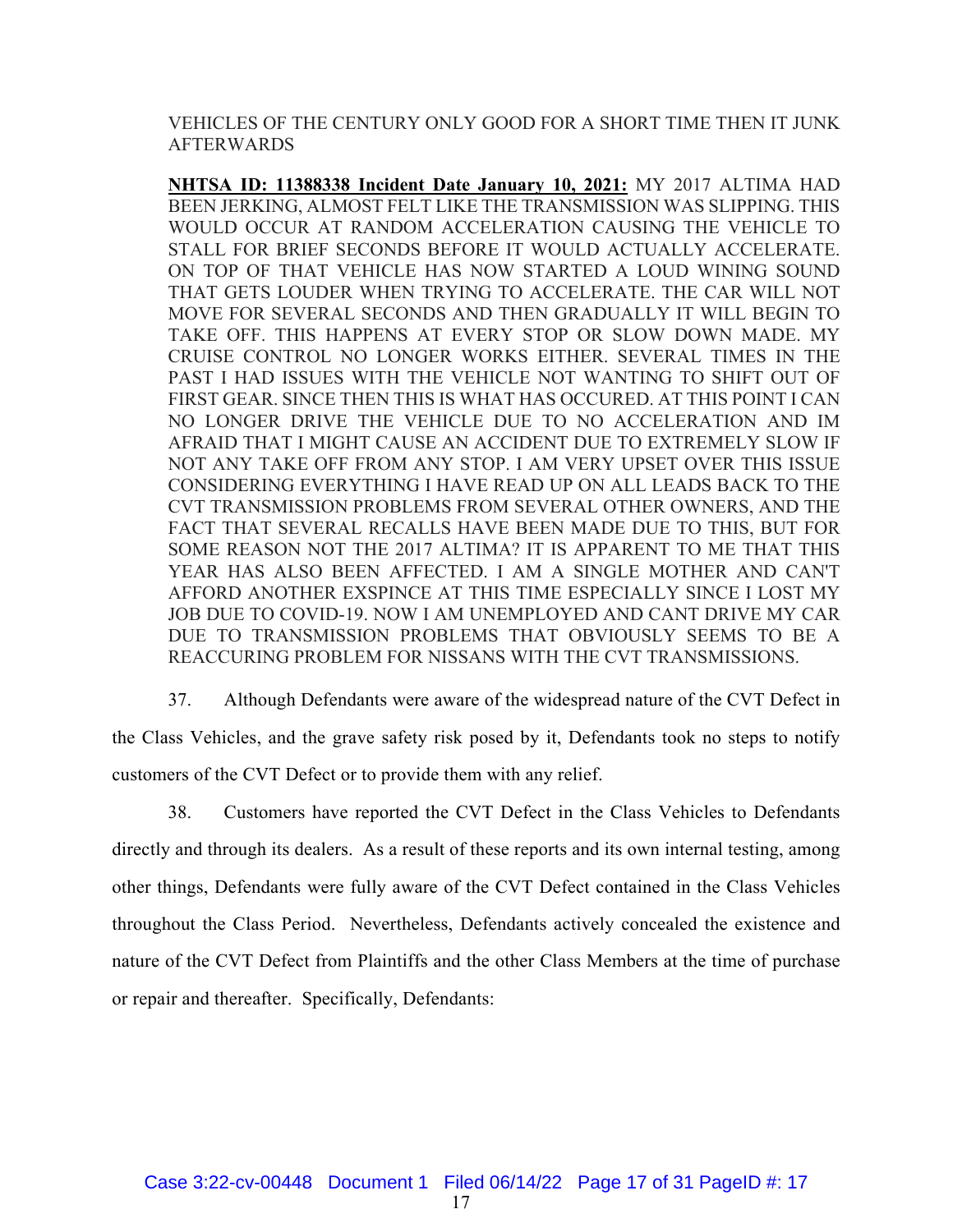VEHICLES OF THE CENTURY ONLY GOOD FOR A SHORT TIME THEN IT JUNK AFTERWARDS

**NHTSA ID: 11388338 Incident Date January 10, 2021:** MY 2017 ALTIMA HAD BEEN JERKING, ALMOST FELT LIKE THE TRANSMISSION WAS SLIPPING. THIS WOULD OCCUR AT RANDOM ACCELERATION CAUSING THE VEHICLE TO STALL FOR BRIEF SECONDS BEFORE IT WOULD ACTUALLY ACCELERATE. ON TOP OF THAT VEHICLE HAS NOW STARTED A LOUD WINING SOUND THAT GETS LOUDER WHEN TRYING TO ACCELERATE. THE CAR WILL NOT MOVE FOR SEVERAL SECONDS AND THEN GRADUALLY IT WILL BEGIN TO TAKE OFF. THIS HAPPENS AT EVERY STOP OR SLOW DOWN MADE. MY CRUISE CONTROL NO LONGER WORKS EITHER. SEVERAL TIMES IN THE PAST I HAD ISSUES WITH THE VEHICLE NOT WANTING TO SHIFT OUT OF FIRST GEAR. SINCE THEN THIS IS WHAT HAS OCCURED. AT THIS POINT I CAN NO LONGER DRIVE THE VEHICLE DUE TO NO ACCELERATION AND IM AFRAID THAT I MIGHT CAUSE AN ACCIDENT DUE TO EXTREMELY SLOW IF NOT ANY TAKE OFF FROM ANY STOP. I AM VERY UPSET OVER THIS ISSUE CONSIDERING EVERYTHING I HAVE READ UP ON ALL LEADS BACK TO THE CVT TRANSMISSION PROBLEMS FROM SEVERAL OTHER OWNERS, AND THE FACT THAT SEVERAL RECALLS HAVE BEEN MADE DUE TO THIS, BUT FOR SOME REASON NOT THE 2017 ALTIMA? IT IS APPARENT TO ME THAT THIS YEAR HAS ALSO BEEN AFFECTED. I AM A SINGLE MOTHER AND CAN'T AFFORD ANOTHER EXSPINCE AT THIS TIME ESPECIALLY SINCE I LOST MY JOB DUE TO COVID-19. NOW I AM UNEMPLOYED AND CANT DRIVE MY CAR DUE TO TRANSMISSION PROBLEMS THAT OBVIOUSLY SEEMS TO BE A REACCURING PROBLEM FOR NISSANS WITH THE CVT TRANSMISSIONS.

37. Although Defendants were aware of the widespread nature of the CVT Defect in the Class Vehicles, and the grave safety risk posed by it, Defendants took no steps to notify customers of the CVT Defect or to provide them with any relief.

38. Customers have reported the CVT Defect in the Class Vehicles to Defendants directly and through its dealers. As a result of these reports and its own internal testing, among other things, Defendants were fully aware of the CVT Defect contained in the Class Vehicles throughout the Class Period. Nevertheless, Defendants actively concealed the existence and nature of the CVT Defect from Plaintiffs and the other Class Members at the time of purchase or repair and thereafter. Specifically, Defendants: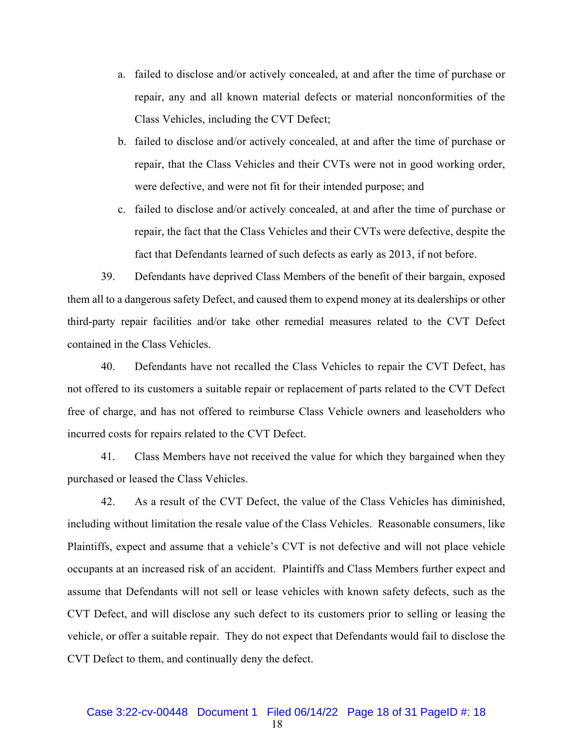a. failed to disclose and/or actively concealed, at and after the time of purchase or repair, any and all known material defects or material nonconformities of the Class Vehicles, including the CVT Defect;

b. failed to disclose and/or actively concealed, at and after the time of purchase or repair, that the Class Vehicles and their CVTs were not in good working order, were defective, and were not fit for their intended purpose; and

c. failed to disclose and/or actively concealed, at and after the time of purchase or repair, the fact that the Class Vehicles and their CVTs were defective, despite the fact that Defendants learned of such defects as early as 2013, if not before.

39. Defendants have deprived Class Members of the benefit of their bargain, exposed them all to a dangerous safety Defect, and caused them to expend money at its dealerships or other third-party repair facilities and/or take other remedial measures related to the CVT Defect contained in the Class Vehicles.

40. Defendants have not recalled the Class Vehicles to repair the CVT Defect, has not offered to its customers a suitable repair or replacement of parts related to the CVT Defect free of charge, and has not offered to reimburse Class Vehicle owners and leaseholders who incurred costs for repairs related to the CVT Defect.

41. Class Members have not received the value for which they bargained when they purchased or leased the Class Vehicles.

42. As a result of the CVT Defect, the value of the Class Vehicles has diminished, including without limitation the resale value of the Class Vehicles. Reasonable consumers, like Plaintiffs, expect and assume that a vehicle's CVT is not defective and will not place vehicle occupants at an increased risk of an accident. Plaintiffs and Class Members further expect and assume that Defendants will not sell or lease vehicles with known safety defects, such as the CVT Defect, and will disclose any such defect to its customers prior to selling or leasing the vehicle, or offer a suitable repair. They do not expect that Defendants would fail to disclose the CVT Defect to them, and continually deny the defect.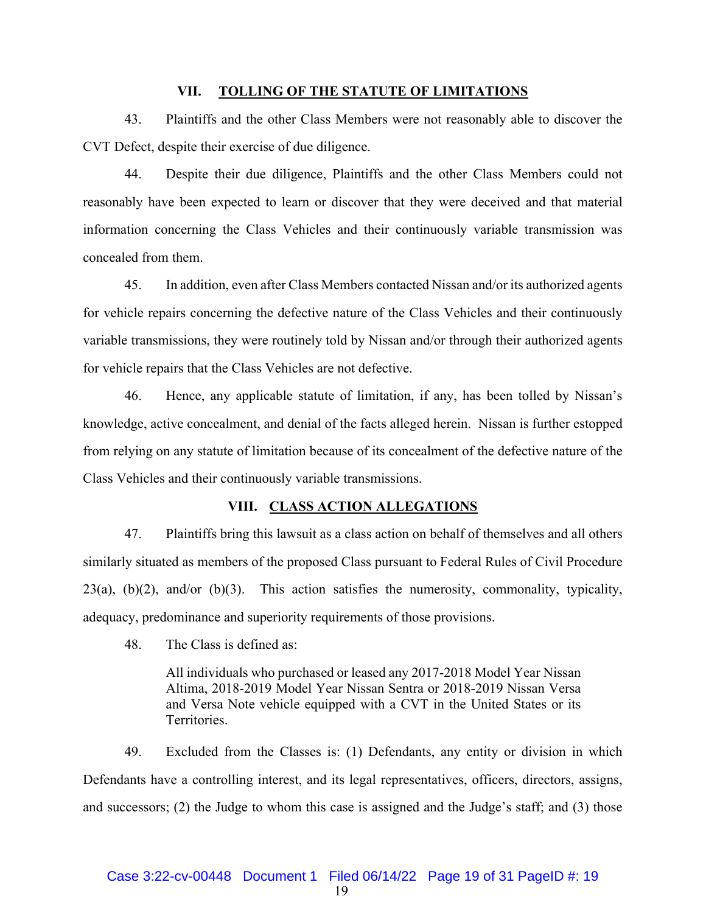## VII. TOLLING OF THE STATUTE OF LIMITATIONS

43. Plaintiffs and the other Class Members were not reasonably able to discover the CVT Defect, despite their exercise of due diligence.

44. Despite their due diligence, Plaintiffs and the other Class Members could not reasonably have been expected to learn or discover that they were deceived and that material information concerning the Class Vehicles and their continuously variable transmission was concealed from them.

45. In addition, even after Class Members contacted Nissan and/or its authorized agents for vehicle repairs concerning the defective nature of the Class Vehicles and their continuously variable transmissions, they were routinely told by Nissan and/or through their authorized agents for vehicle repairs that the Class Vehicles are not defective.

46. Hence, any applicable statute of limitation, if any, has been tolled by Nissan's knowledge, active concealment, and denial of the facts alleged herein. Nissan is further estopped from relying on any statute of limitation because of its concealment of the defective nature of the Class Vehicles and their continuously variable transmissions.

## VIII. CLASS ACTION ALLEGATIONS

47. Plaintiffs bring this lawsuit as a class action on behalf of themselves and all others similarly situated as members of the proposed Class pursuant to Federal Rules of Civil Procedure 23(a), (b)(2), and/or (b)(3). This action satisfies the numerosity, commonality, typicality, adequacy, predominance and superiority requirements of those provisions.

48. The Class is defined as:

> All individuals who purchased or leased any 2017-2018 Model Year Nissan Altima, 2018-2019 Model Year Nissan Sentra or 2018-2019 Nissan Versa and Versa Note vehicle equipped with a CVT in the United States or its Territories.

49. Excluded from the Classes is: (1) Defendants, any entity or division in which Defendants have a controlling interest, and its legal representatives, officers, directors, assigns, and successors; (2) the Judge to whom this case is assigned and the Judge's staff; and (3) those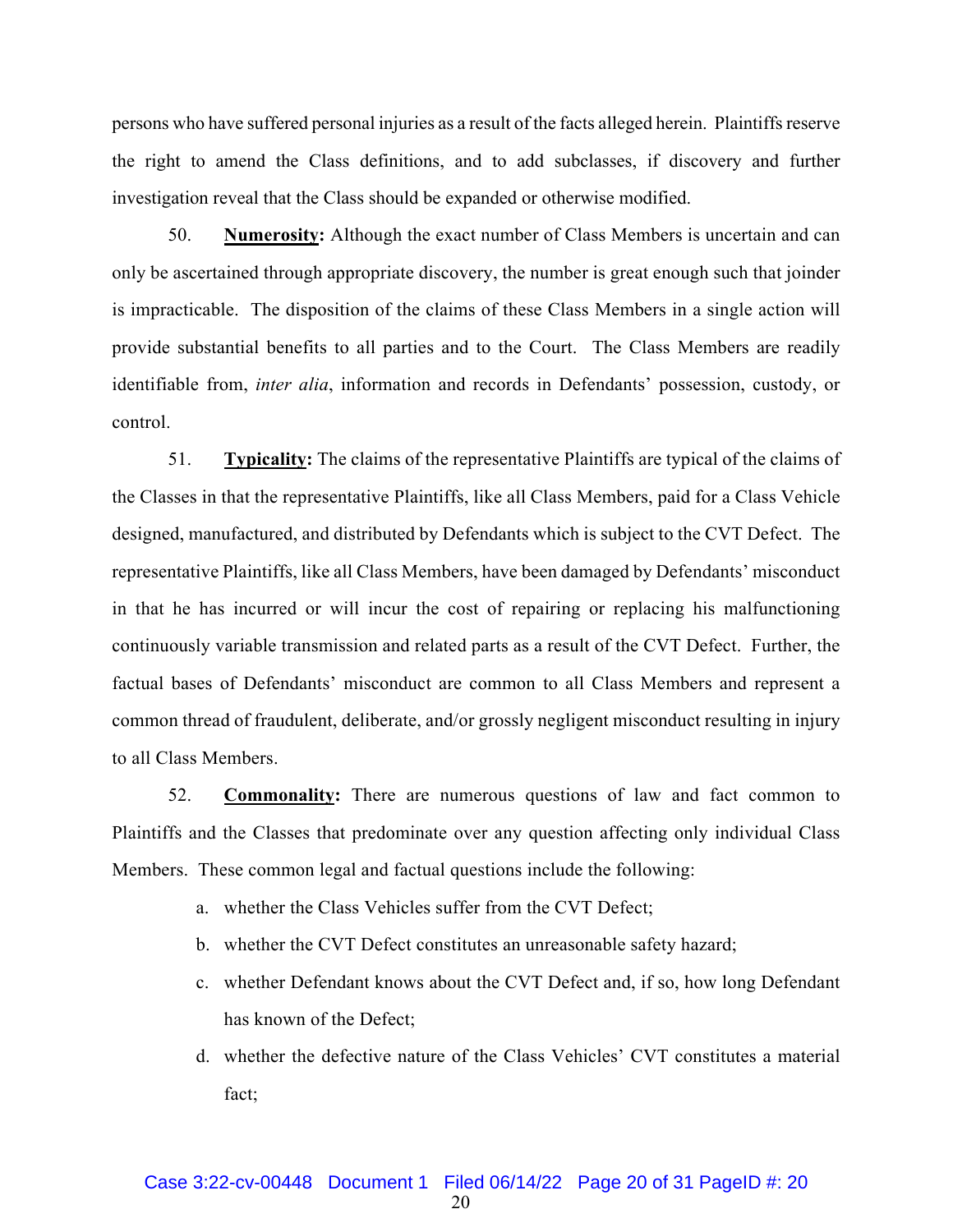persons who have suffered personal injuries as a result of the facts alleged herein. Plaintiffs reserve the right to amend the Class definitions, and to add subclasses, if discovery and further investigation reveal that the Class should be expanded or otherwise modified.

50. **Numerosity:** Although the exact number of Class Members is uncertain and can only be ascertained through appropriate discovery, the number is great enough such that joinder is impracticable. The disposition of the claims of these Class Members in a single action will provide substantial benefits to all parties and to the Court. The Class Members are readily identifiable from, *inter alia*, information and records in Defendants' possession, custody, or control.

51. **Typicality:** The claims of the representative Plaintiffs are typical of the claims of the Classes in that the representative Plaintiffs, like all Class Members, paid for a Class Vehicle designed, manufactured, and distributed by Defendants which is subject to the CVT Defect. The representative Plaintiffs, like all Class Members, have been damaged by Defendants' misconduct in that he has incurred or will incur the cost of repairing or replacing his malfunctioning continuously variable transmission and related parts as a result of the CVT Defect. Further, the factual bases of Defendants' misconduct are common to all Class Members and represent a common thread of fraudulent, deliberate, and/or grossly negligent misconduct resulting in injury to all Class Members.

52. **Commonality:** There are numerous questions of law and fact common to Plaintiffs and the Classes that predominate over any question affecting only individual Class Members. These common legal and factual questions include the following:

a. whether the Class Vehicles suffer from the CVT Defect;

b. whether the CVT Defect constitutes an unreasonable safety hazard;

c. whether Defendant knows about the CVT Defect and, if so, how long Defendant has known of the Defect;

d. whether the defective nature of the Class Vehicles' CVT constitutes a material fact;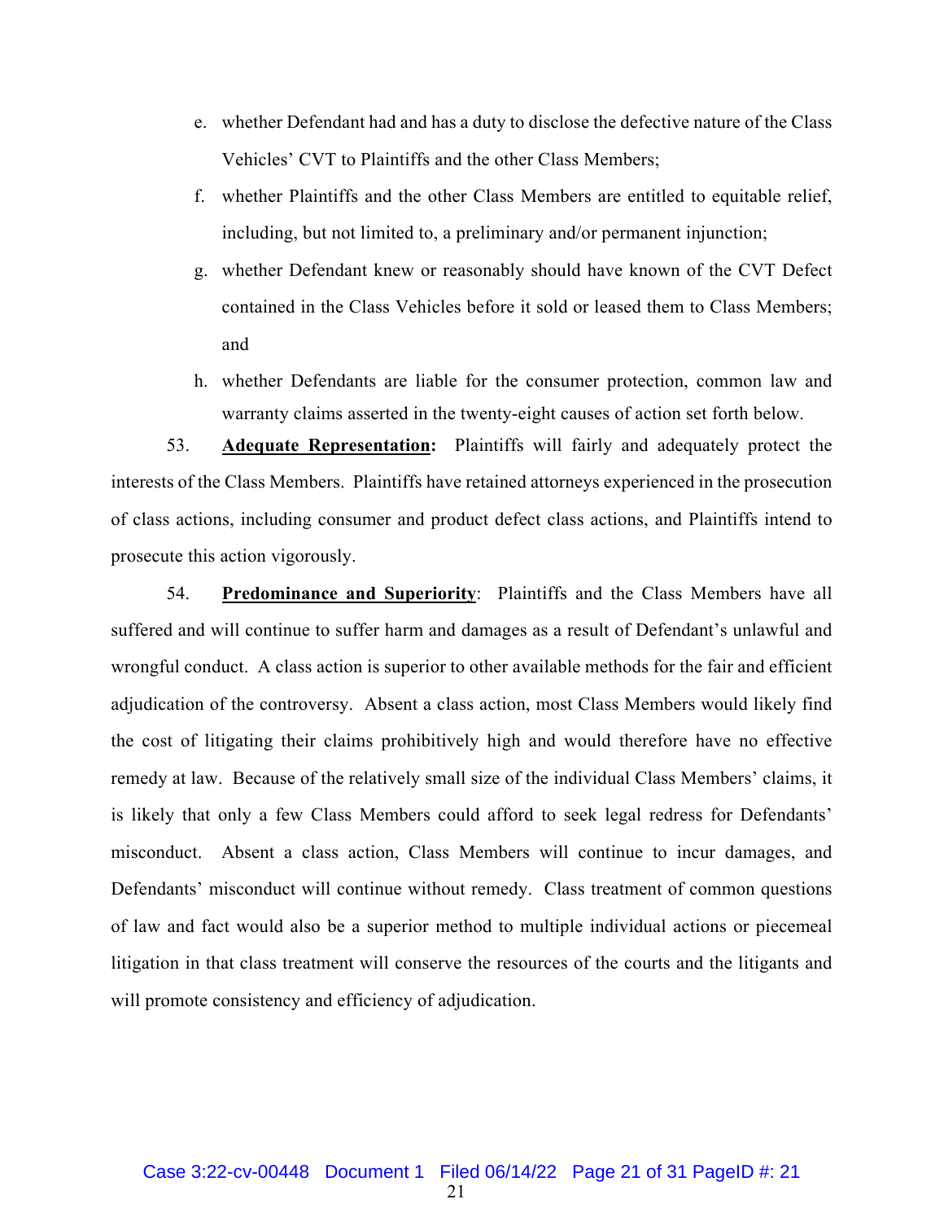e. whether Defendant had and has a duty to disclose the defective nature of the Class Vehicles' CVT to Plaintiffs and the other Class Members;

f. whether Plaintiffs and the other Class Members are entitled to equitable relief, including, but not limited to, a preliminary and/or permanent injunction;

g. whether Defendant knew or reasonably should have known of the CVT Defect contained in the Class Vehicles before it sold or leased them to Class Members; and

h. whether Defendants are liable for the consumer protection, common law and warranty claims asserted in the twenty-eight causes of action set forth below.

53. **Adequate Representation:** Plaintiffs will fairly and adequately protect the interests of the Class Members. Plaintiffs have retained attorneys experienced in the prosecution of class actions, including consumer and product defect class actions, and Plaintiffs intend to prosecute this action vigorously.

54. **Predominance and Superiority**: Plaintiffs and the Class Members have all suffered and will continue to suffer harm and damages as a result of Defendant's unlawful and wrongful conduct. A class action is superior to other available methods for the fair and efficient adjudication of the controversy. Absent a class action, most Class Members would likely find the cost of litigating their claims prohibitively high and would therefore have no effective remedy at law. Because of the relatively small size of the individual Class Members' claims, it is likely that only a few Class Members could afford to seek legal redress for Defendants' misconduct. Absent a class action, Class Members will continue to incur damages, and Defendants' misconduct will continue without remedy. Class treatment of common questions of law and fact would also be a superior method to multiple individual actions or piecemeal litigation in that class treatment will conserve the resources of the courts and the litigants and will promote consistency and efficiency of adjudication.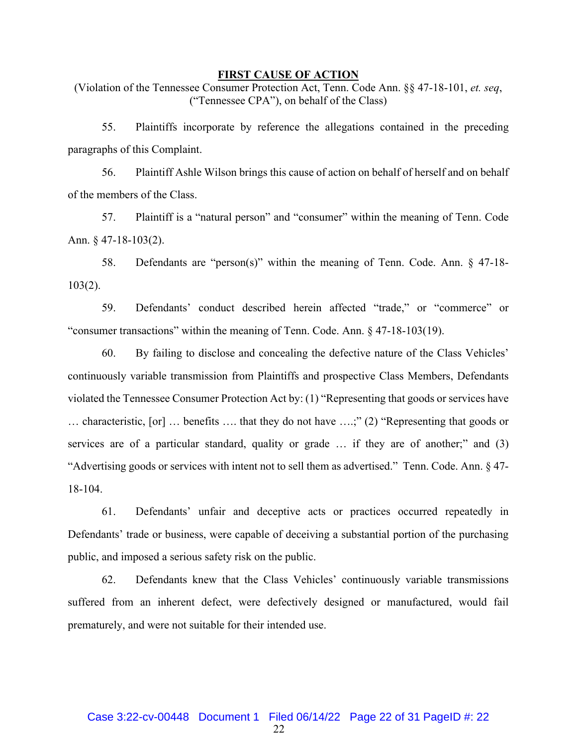## FIRST CAUSE OF ACTION

(Violation of the Tennessee Consumer Protection Act, Tenn. Code Ann. §§ 47-18-101, *et. seq*, ("Tennessee CPA"), on behalf of the Class)

55. Plaintiffs incorporate by reference the allegations contained in the preceding paragraphs of this Complaint.

56. Plaintiff Ashle Wilson brings this cause of action on behalf of herself and on behalf of the members of the Class.

57. Plaintiff is a "natural person" and "consumer" within the meaning of Tenn. Code Ann. § 47-18-103(2).

58. Defendants are "person(s)" within the meaning of Tenn. Code. Ann. § 47-18-103(2).

59. Defendants' conduct described herein affected "trade," or "commerce" or "consumer transactions" within the meaning of Tenn. Code. Ann. § 47-18-103(19).

60. By failing to disclose and concealing the defective nature of the Class Vehicles' continuously variable transmission from Plaintiffs and prospective Class Members, Defendants violated the Tennessee Consumer Protection Act by: (1) "Representing that goods or services have … characteristic, [or] … benefits …. that they do not have ….;" (2) "Representing that goods or services are of a particular standard, quality or grade … if they are of another;" and (3) "Advertising goods or services with intent not to sell them as advertised." Tenn. Code. Ann. § 47-18-104.

61. Defendants' unfair and deceptive acts or practices occurred repeatedly in Defendants' trade or business, were capable of deceiving a substantial portion of the purchasing public, and imposed a serious safety risk on the public.

62. Defendants knew that the Class Vehicles' continuously variable transmissions suffered from an inherent defect, were defectively designed or manufactured, would fail prematurely, and were not suitable for their intended use.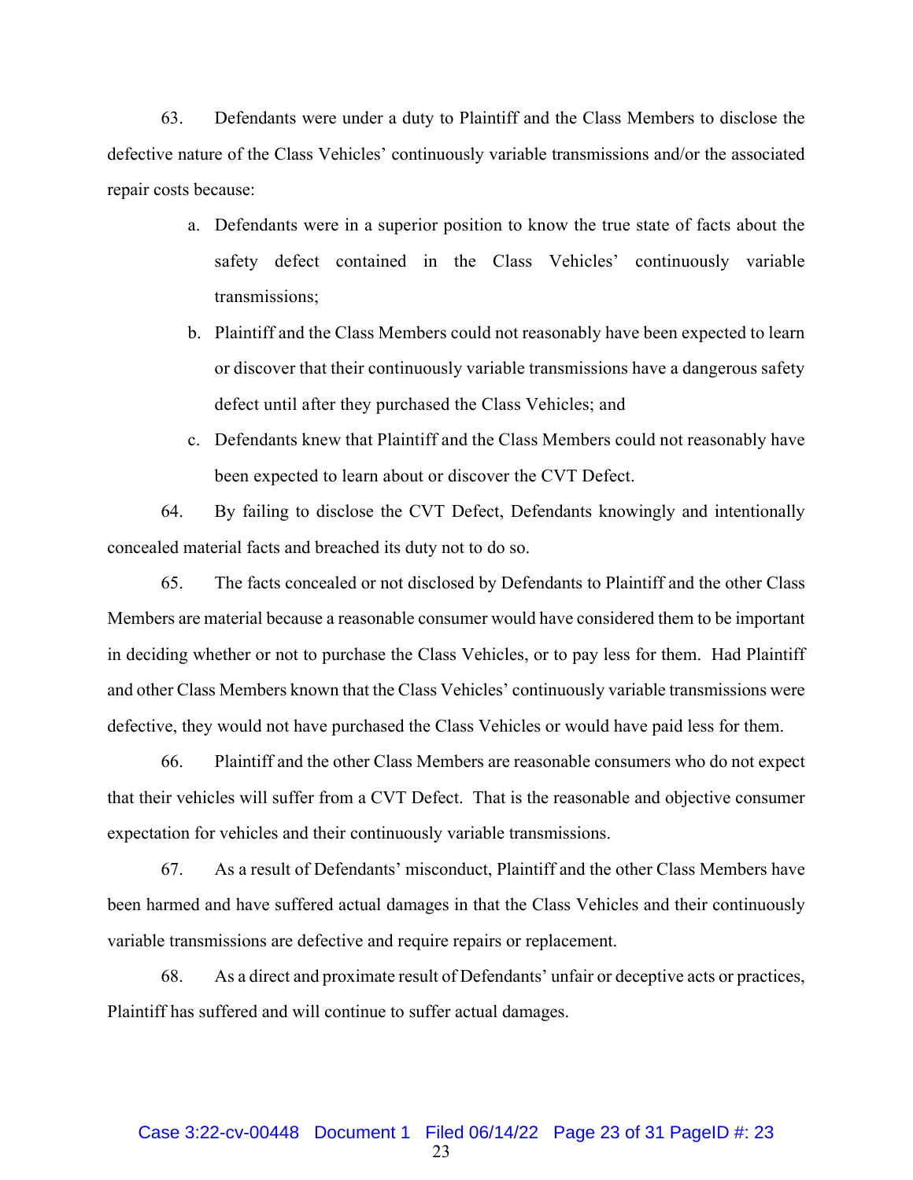63. Defendants were under a duty to Plaintiff and the Class Members to disclose the defective nature of the Class Vehicles' continuously variable transmissions and/or the associated repair costs because:

a. Defendants were in a superior position to know the true state of facts about the safety defect contained in the Class Vehicles' continuously variable transmissions;

b. Plaintiff and the Class Members could not reasonably have been expected to learn or discover that their continuously variable transmissions have a dangerous safety defect until after they purchased the Class Vehicles; and

c. Defendants knew that Plaintiff and the Class Members could not reasonably have been expected to learn about or discover the CVT Defect.

64. By failing to disclose the CVT Defect, Defendants knowingly and intentionally concealed material facts and breached its duty not to do so.

65. The facts concealed or not disclosed by Defendants to Plaintiff and the other Class Members are material because a reasonable consumer would have considered them to be important in deciding whether or not to purchase the Class Vehicles, or to pay less for them. Had Plaintiff and other Class Members known that the Class Vehicles' continuously variable transmissions were defective, they would not have purchased the Class Vehicles or would have paid less for them.

66. Plaintiff and the other Class Members are reasonable consumers who do not expect that their vehicles will suffer from a CVT Defect. That is the reasonable and objective consumer expectation for vehicles and their continuously variable transmissions.

67. As a result of Defendants' misconduct, Plaintiff and the other Class Members have been harmed and have suffered actual damages in that the Class Vehicles and their continuously variable transmissions are defective and require repairs or replacement.

68. As a direct and proximate result of Defendants' unfair or deceptive acts or practices, Plaintiff has suffered and will continue to suffer actual damages.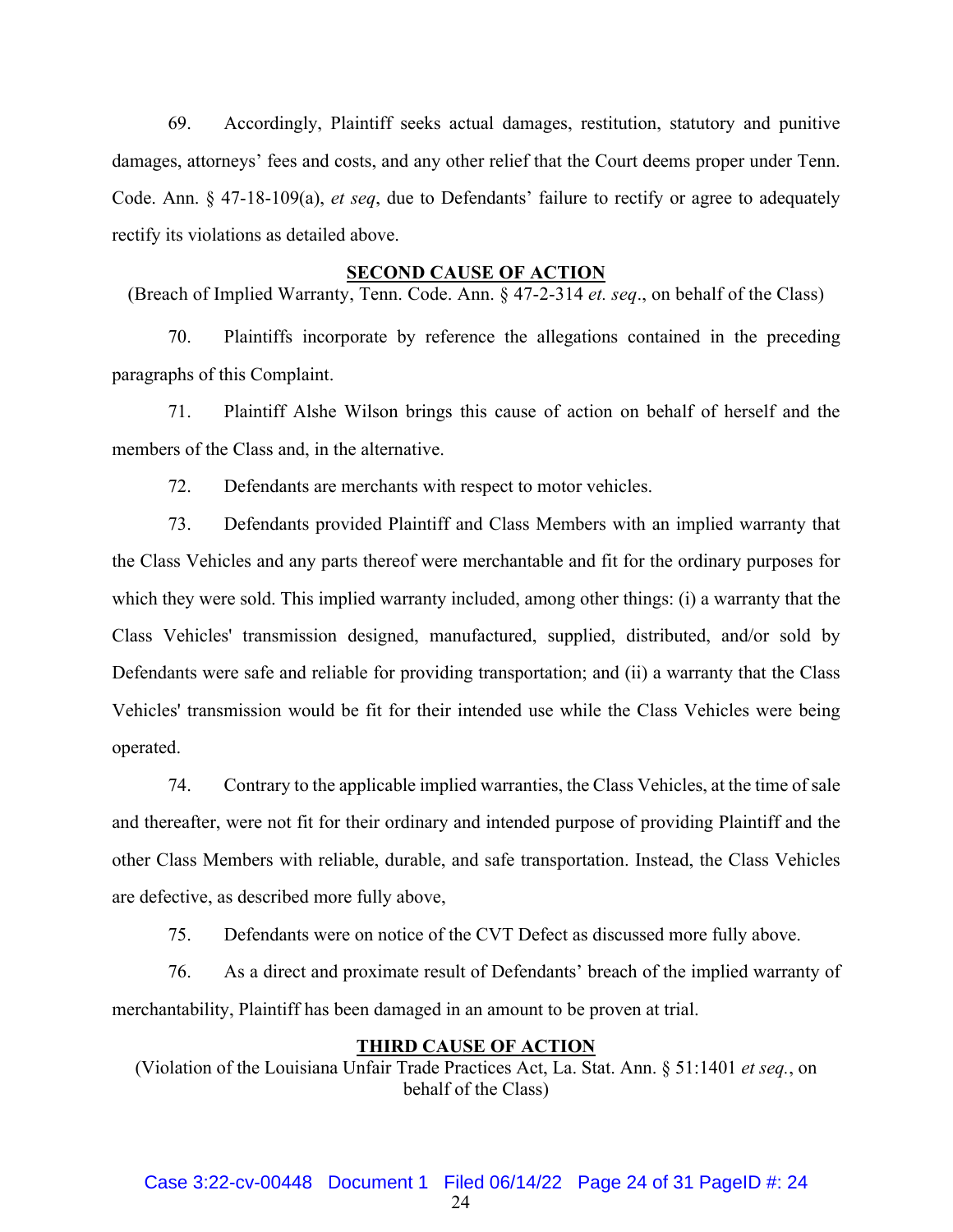69. Accordingly, Plaintiff seeks actual damages, restitution, statutory and punitive damages, attorneys' fees and costs, and any other relief that the Court deems proper under Tenn. Code. Ann. § 47-18-109(a), *et seq*, due to Defendants' failure to rectify or agree to adequately rectify its violations as detailed above.

## SECOND CAUSE OF ACTION

(Breach of Implied Warranty, Tenn. Code. Ann. § 47-2-314 *et. seq*., on behalf of the Class)

70. Plaintiffs incorporate by reference the allegations contained in the preceding paragraphs of this Complaint.

71. Plaintiff Alshe Wilson brings this cause of action on behalf of herself and the members of the Class and, in the alternative.

72. Defendants are merchants with respect to motor vehicles.

73. Defendants provided Plaintiff and Class Members with an implied warranty that the Class Vehicles and any parts thereof were merchantable and fit for the ordinary purposes for which they were sold. This implied warranty included, among other things: (i) a warranty that the Class Vehicles' transmission designed, manufactured, supplied, distributed, and/or sold by Defendants were safe and reliable for providing transportation; and (ii) a warranty that the Class Vehicles' transmission would be fit for their intended use while the Class Vehicles were being operated.

74. Contrary to the applicable implied warranties, the Class Vehicles, at the time of sale and thereafter, were not fit for their ordinary and intended purpose of providing Plaintiff and the other Class Members with reliable, durable, and safe transportation. Instead, the Class Vehicles are defective, as described more fully above,

75. Defendants were on notice of the CVT Defect as discussed more fully above.

76. As a direct and proximate result of Defendants' breach of the implied warranty of merchantability, Plaintiff has been damaged in an amount to be proven at trial.

## THIRD CAUSE OF ACTION

(Violation of the Louisiana Unfair Trade Practices Act, La. Stat. Ann. § 51:1401 *et seq.*, on behalf of the Class)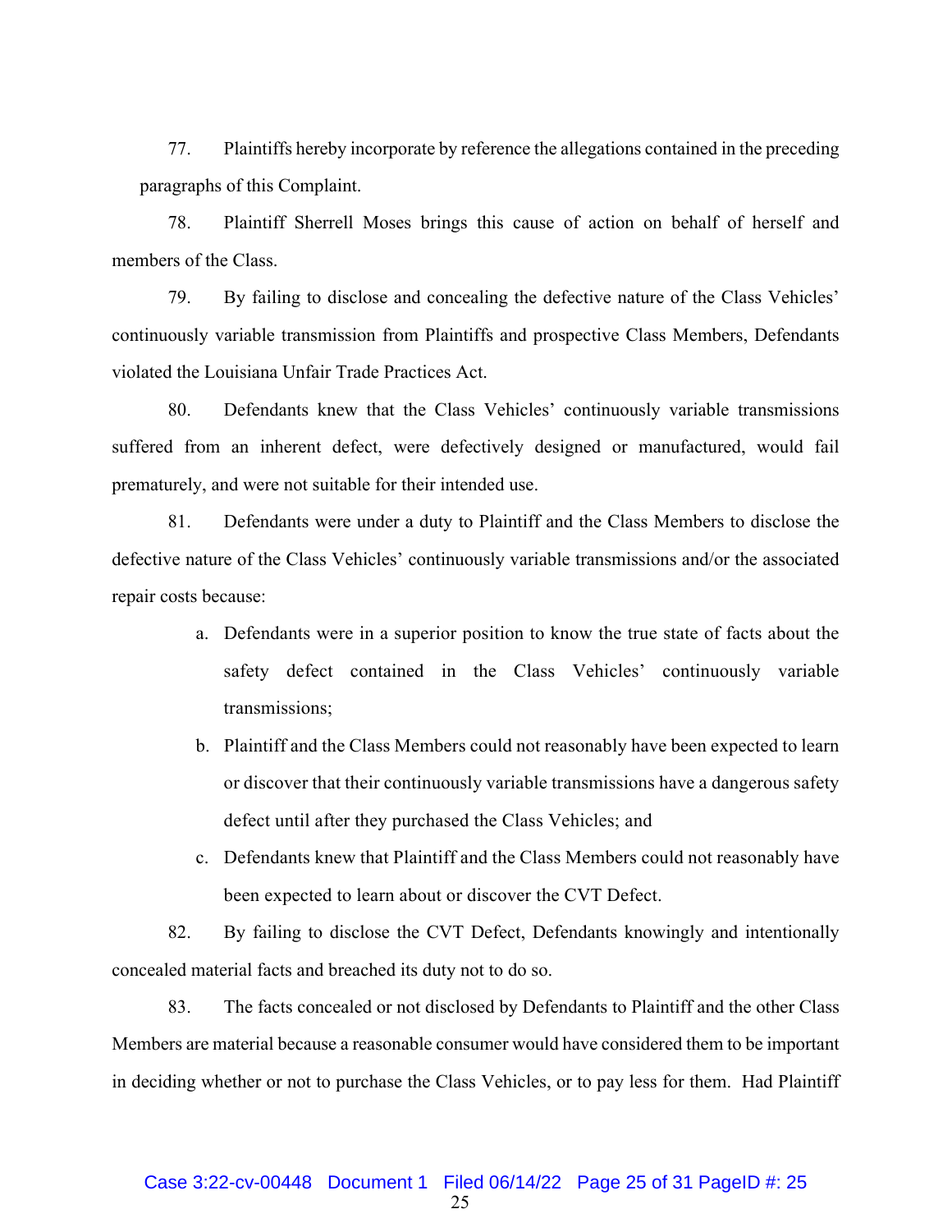77. Plaintiffs hereby incorporate by reference the allegations contained in the preceding paragraphs of this Complaint.

78. Plaintiff Sherrell Moses brings this cause of action on behalf of herself and members of the Class.

79. By failing to disclose and concealing the defective nature of the Class Vehicles' continuously variable transmission from Plaintiffs and prospective Class Members, Defendants violated the Louisiana Unfair Trade Practices Act.

80. Defendants knew that the Class Vehicles' continuously variable transmissions suffered from an inherent defect, were defectively designed or manufactured, would fail prematurely, and were not suitable for their intended use.

81. Defendants were under a duty to Plaintiff and the Class Members to disclose the defective nature of the Class Vehicles' continuously variable transmissions and/or the associated repair costs because:

a. Defendants were in a superior position to know the true state of facts about the safety defect contained in the Class Vehicles' continuously variable transmissions;

b. Plaintiff and the Class Members could not reasonably have been expected to learn or discover that their continuously variable transmissions have a dangerous safety defect until after they purchased the Class Vehicles; and

c. Defendants knew that Plaintiff and the Class Members could not reasonably have been expected to learn about or discover the CVT Defect.

82. By failing to disclose the CVT Defect, Defendants knowingly and intentionally concealed material facts and breached its duty not to do so.

83. The facts concealed or not disclosed by Defendants to Plaintiff and the other Class Members are material because a reasonable consumer would have considered them to be important in deciding whether or not to purchase the Class Vehicles, or to pay less for them. Had Plaintiff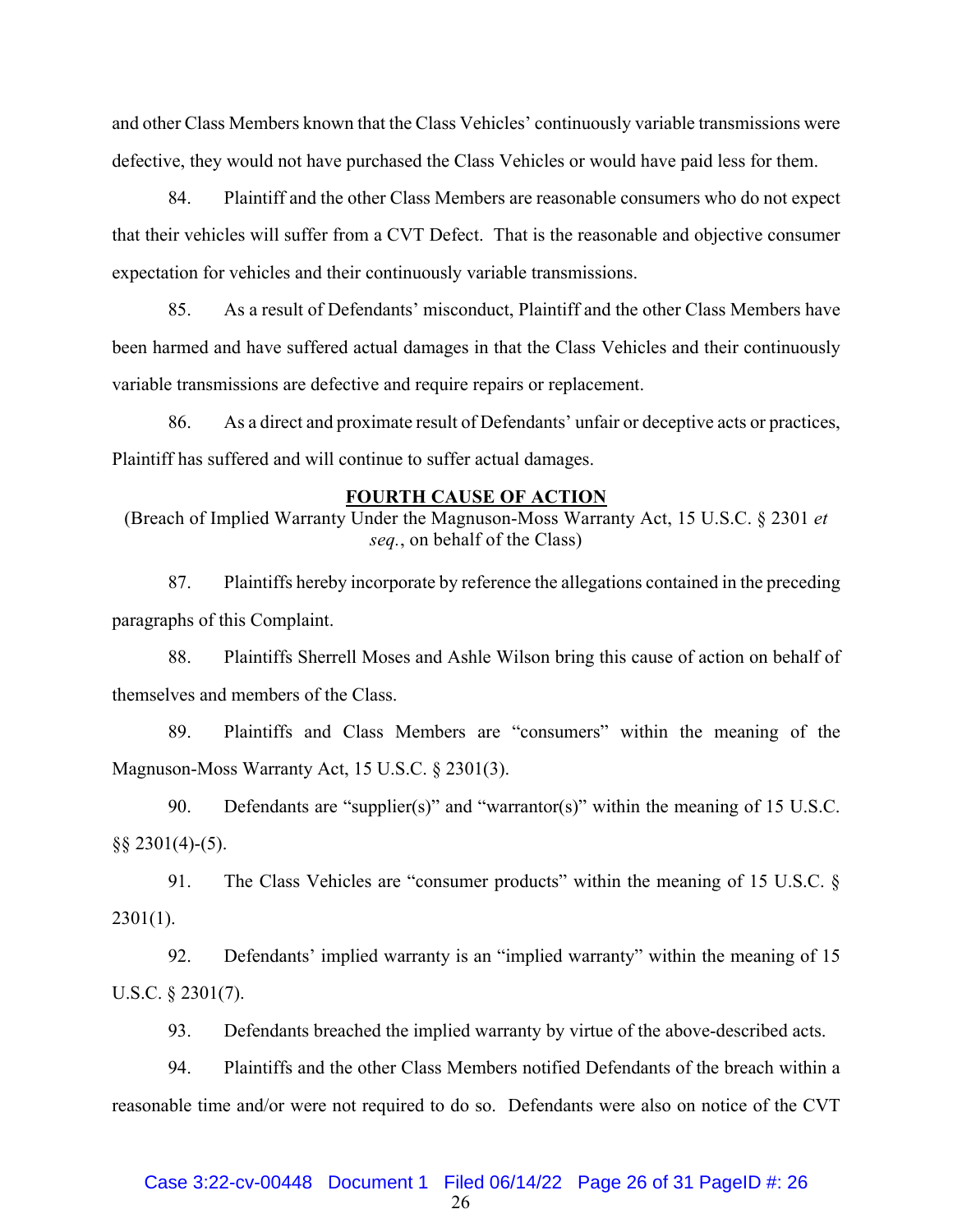and other Class Members known that the Class Vehicles' continuously variable transmissions were defective, they would not have purchased the Class Vehicles or would have paid less for them.

84. Plaintiff and the other Class Members are reasonable consumers who do not expect that their vehicles will suffer from a CVT Defect. That is the reasonable and objective consumer expectation for vehicles and their continuously variable transmissions.

85. As a result of Defendants' misconduct, Plaintiff and the other Class Members have been harmed and have suffered actual damages in that the Class Vehicles and their continuously variable transmissions are defective and require repairs or replacement.

86. As a direct and proximate result of Defendants' unfair or deceptive acts or practices, Plaintiff has suffered and will continue to suffer actual damages.

**FOURTH CAUSE OF ACTION**

(Breach of Implied Warranty Under the Magnuson-Moss Warranty Act, 15 U.S.C. § 2301 *et seq.*, on behalf of the Class)

87. Plaintiffs hereby incorporate by reference the allegations contained in the preceding paragraphs of this Complaint.

88. Plaintiffs Sherrell Moses and Ashle Wilson bring this cause of action on behalf of themselves and members of the Class.

89. Plaintiffs and Class Members are "consumers" within the meaning of the Magnuson-Moss Warranty Act, 15 U.S.C. § 2301(3).

90. Defendants are "supplier(s)" and "warrantor(s)" within the meaning of 15 U.S.C. §§ 2301(4)-(5).

91. The Class Vehicles are "consumer products" within the meaning of 15 U.S.C. § 2301(1).

92. Defendants' implied warranty is an "implied warranty" within the meaning of 15 U.S.C. § 2301(7).

93. Defendants breached the implied warranty by virtue of the above-described acts.

94. Plaintiffs and the other Class Members notified Defendants of the breach within a reasonable time and/or were not required to do so. Defendants were also on notice of the CVT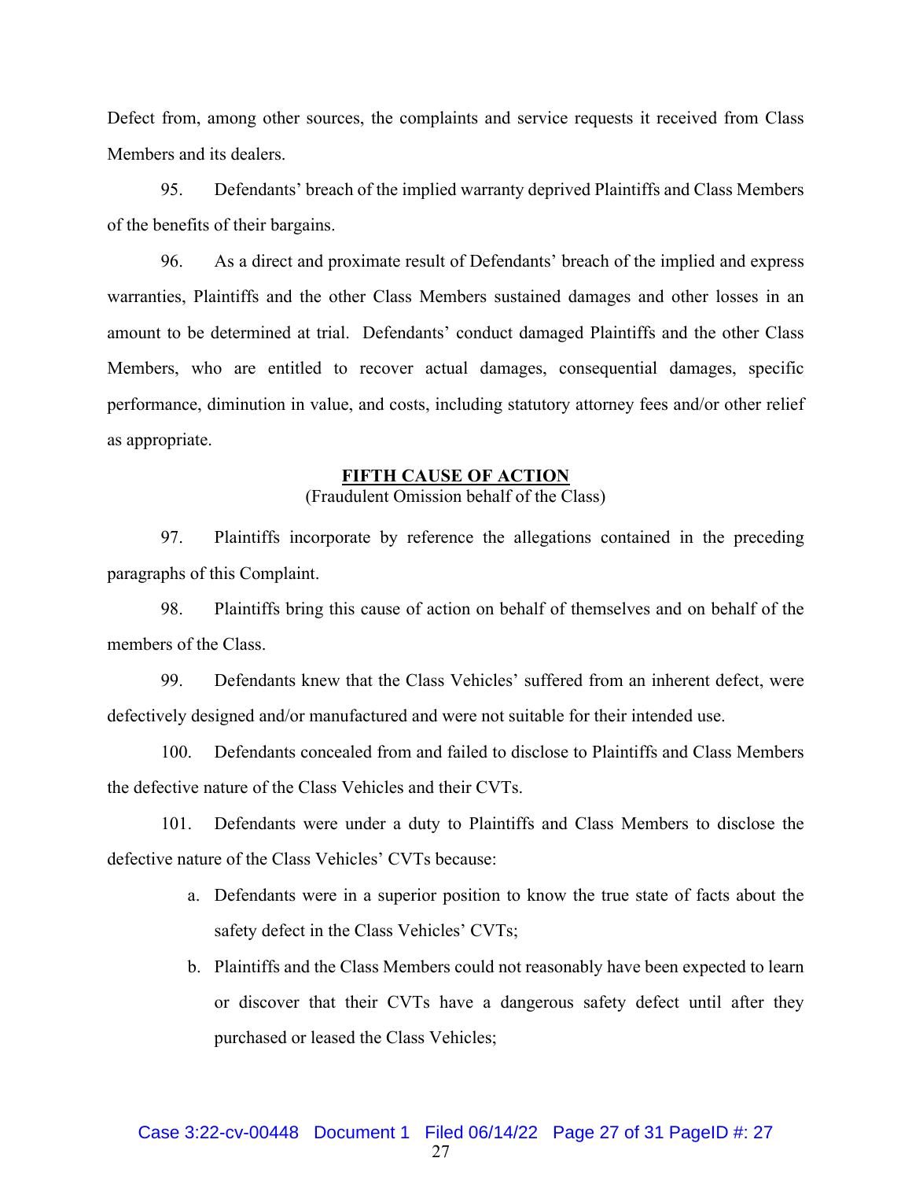Defect from, among other sources, the complaints and service requests it received from Class Members and its dealers.

95. Defendants' breach of the implied warranty deprived Plaintiffs and Class Members of the benefits of their bargains.

96. As a direct and proximate result of Defendants' breach of the implied and express warranties, Plaintiffs and the other Class Members sustained damages and other losses in an amount to be determined at trial. Defendants' conduct damaged Plaintiffs and the other Class Members, who are entitled to recover actual damages, consequential damages, specific performance, diminution in value, and costs, including statutory attorney fees and/or other relief as appropriate.

**FIFTH CAUSE OF ACTION**

(Fraudulent Omission behalf of the Class)

97. Plaintiffs incorporate by reference the allegations contained in the preceding paragraphs of this Complaint.

98. Plaintiffs bring this cause of action on behalf of themselves and on behalf of the members of the Class.

99. Defendants knew that the Class Vehicles' suffered from an inherent defect, were defectively designed and/or manufactured and were not suitable for their intended use.

100. Defendants concealed from and failed to disclose to Plaintiffs and Class Members the defective nature of the Class Vehicles and their CVTs.

101. Defendants were under a duty to Plaintiffs and Class Members to disclose the defective nature of the Class Vehicles' CVTs because:

a. Defendants were in a superior position to know the true state of facts about the safety defect in the Class Vehicles' CVTs;

b. Plaintiffs and the Class Members could not reasonably have been expected to learn or discover that their CVTs have a dangerous safety defect until after they purchased or leased the Class Vehicles;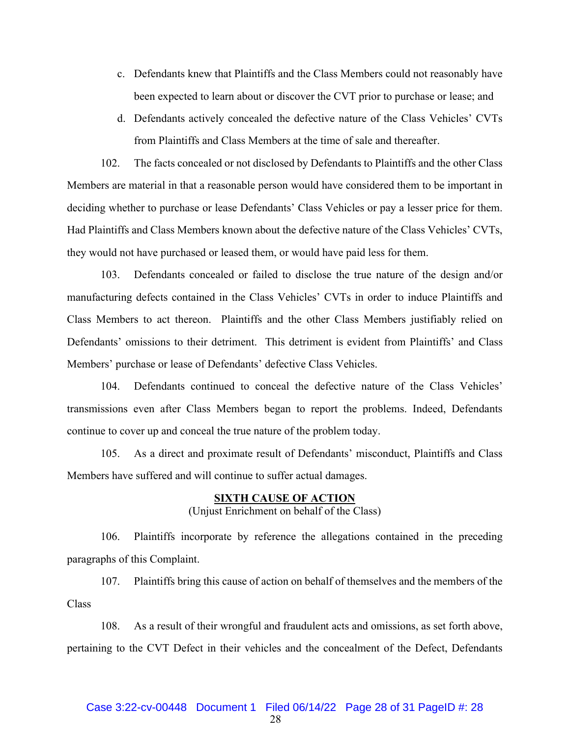c. Defendants knew that Plaintiffs and the Class Members could not reasonably have been expected to learn about or discover the CVT prior to purchase or lease; and

d. Defendants actively concealed the defective nature of the Class Vehicles' CVTs from Plaintiffs and Class Members at the time of sale and thereafter.

102. The facts concealed or not disclosed by Defendants to Plaintiffs and the other Class Members are material in that a reasonable person would have considered them to be important in deciding whether to purchase or lease Defendants' Class Vehicles or pay a lesser price for them. Had Plaintiffs and Class Members known about the defective nature of the Class Vehicles' CVTs, they would not have purchased or leased them, or would have paid less for them.

103. Defendants concealed or failed to disclose the true nature of the design and/or manufacturing defects contained in the Class Vehicles' CVTs in order to induce Plaintiffs and Class Members to act thereon. Plaintiffs and the other Class Members justifiably relied on Defendants' omissions to their detriment. This detriment is evident from Plaintiffs' and Class Members' purchase or lease of Defendants' defective Class Vehicles.

104. Defendants continued to conceal the defective nature of the Class Vehicles' transmissions even after Class Members began to report the problems. Indeed, Defendants continue to cover up and conceal the true nature of the problem today.

105. As a direct and proximate result of Defendants' misconduct, Plaintiffs and Class Members have suffered and will continue to suffer actual damages.

**SIXTH CAUSE OF ACTION**
(Unjust Enrichment on behalf of the Class)

106. Plaintiffs incorporate by reference the allegations contained in the preceding paragraphs of this Complaint.

107. Plaintiffs bring this cause of action on behalf of themselves and the members of the Class

108. As a result of their wrongful and fraudulent acts and omissions, as set forth above, pertaining to the CVT Defect in their vehicles and the concealment of the Defect, Defendants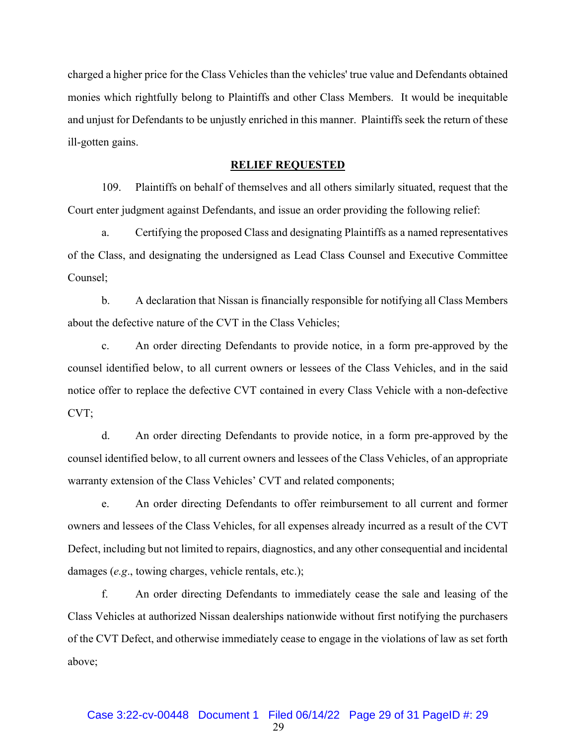charged a higher price for the Class Vehicles than the vehicles' true value and Defendants obtained monies which rightfully belong to Plaintiffs and other Class Members. It would be inequitable and unjust for Defendants to be unjustly enriched in this manner. Plaintiffs seek the return of these ill-gotten gains.

## RELIEF REQUESTED

109. Plaintiffs on behalf of themselves and all others similarly situated, request that the Court enter judgment against Defendants, and issue an order providing the following relief:

a. Certifying the proposed Class and designating Plaintiffs as a named representatives of the Class, and designating the undersigned as Lead Class Counsel and Executive Committee Counsel;

b. A declaration that Nissan is financially responsible for notifying all Class Members about the defective nature of the CVT in the Class Vehicles;

c. An order directing Defendants to provide notice, in a form pre-approved by the counsel identified below, to all current owners or lessees of the Class Vehicles, and in the said notice offer to replace the defective CVT contained in every Class Vehicle with a non-defective CVT;

d. An order directing Defendants to provide notice, in a form pre-approved by the counsel identified below, to all current owners and lessees of the Class Vehicles, of an appropriate warranty extension of the Class Vehicles' CVT and related components;

e. An order directing Defendants to offer reimbursement to all current and former owners and lessees of the Class Vehicles, for all expenses already incurred as a result of the CVT Defect, including but not limited to repairs, diagnostics, and any other consequential and incidental damages (*e.g*., towing charges, vehicle rentals, etc.);

f. An order directing Defendants to immediately cease the sale and leasing of the Class Vehicles at authorized Nissan dealerships nationwide without first notifying the purchasers of the CVT Defect, and otherwise immediately cease to engage in the violations of law as set forth above;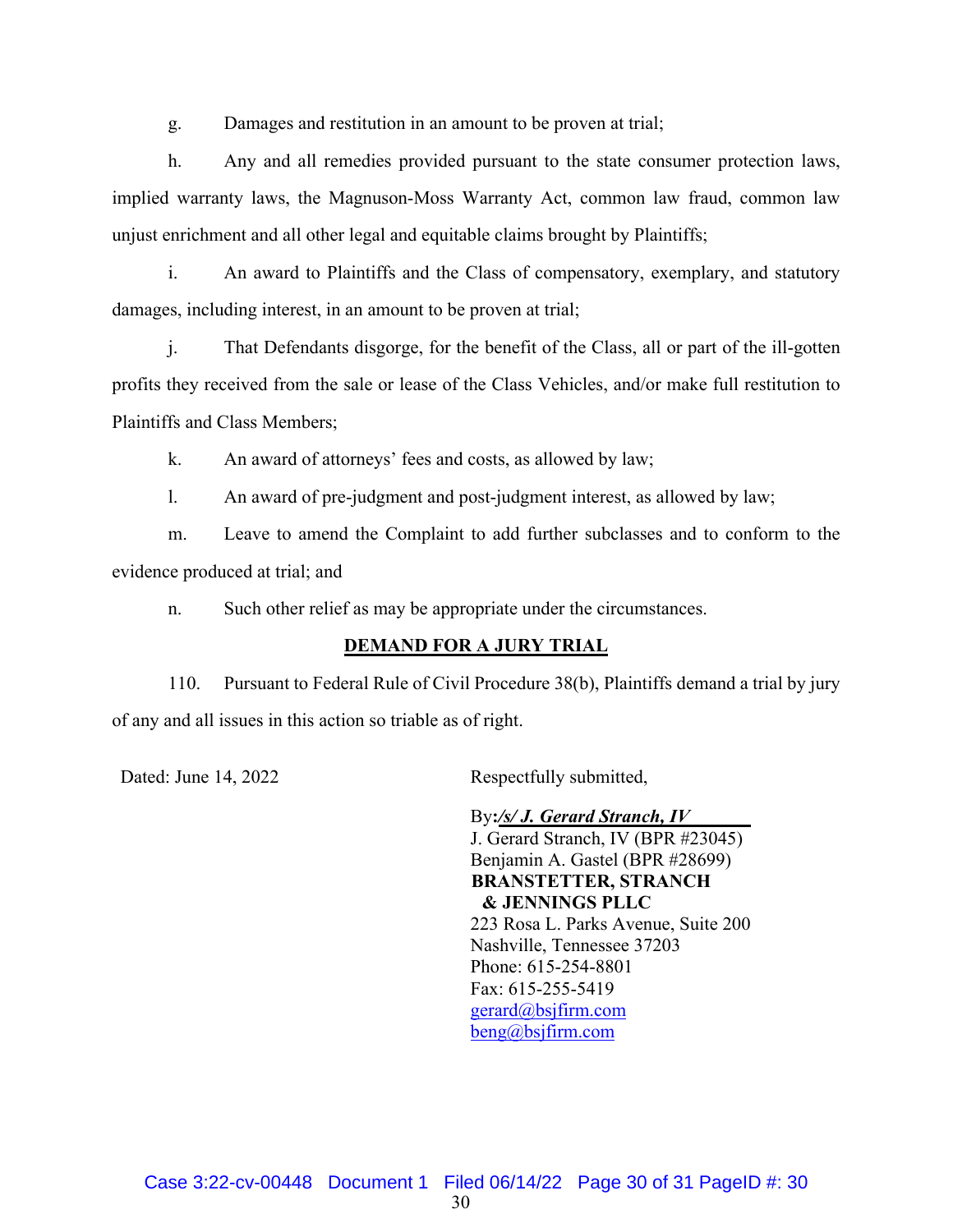g. Damages and restitution in an amount to be proven at trial;

h. Any and all remedies provided pursuant to the state consumer protection laws, implied warranty laws, the Magnuson-Moss Warranty Act, common law fraud, common law unjust enrichment and all other legal and equitable claims brought by Plaintiffs;

i. An award to Plaintiffs and the Class of compensatory, exemplary, and statutory damages, including interest, in an amount to be proven at trial;

j. That Defendants disgorge, for the benefit of the Class, all or part of the ill-gotten profits they received from the sale or lease of the Class Vehicles, and/or make full restitution to Plaintiffs and Class Members;

k. An award of attorneys' fees and costs, as allowed by law;

l. An award of pre-judgment and post-judgment interest, as allowed by law;

m. Leave to amend the Complaint to add further subclasses and to conform to the evidence produced at trial; and

n. Such other relief as may be appropriate under the circumstances.

**DEMAND FOR A JURY TRIAL**

110. Pursuant to Federal Rule of Civil Procedure 38(b), Plaintiffs demand a trial by jury of any and all issues in this action so triable as of right.

Dated: June 14, 2022

Respectfully submitted,

By: ***/s/ J. Gerard Stranch, IV***
J. Gerard Stranch, IV (BPR #23045)
Benjamin A. Gastel (BPR #28699)
**BRANSTETTER, STRANCH & JENNINGS PLLC**
223 Rosa L. Parks Avenue, Suite 200
Nashville, Tennessee 37203
Phone: 615-254-8801
Fax: 615-255-5419
gerard@bsjfirm.com
beng@bsjfirm.com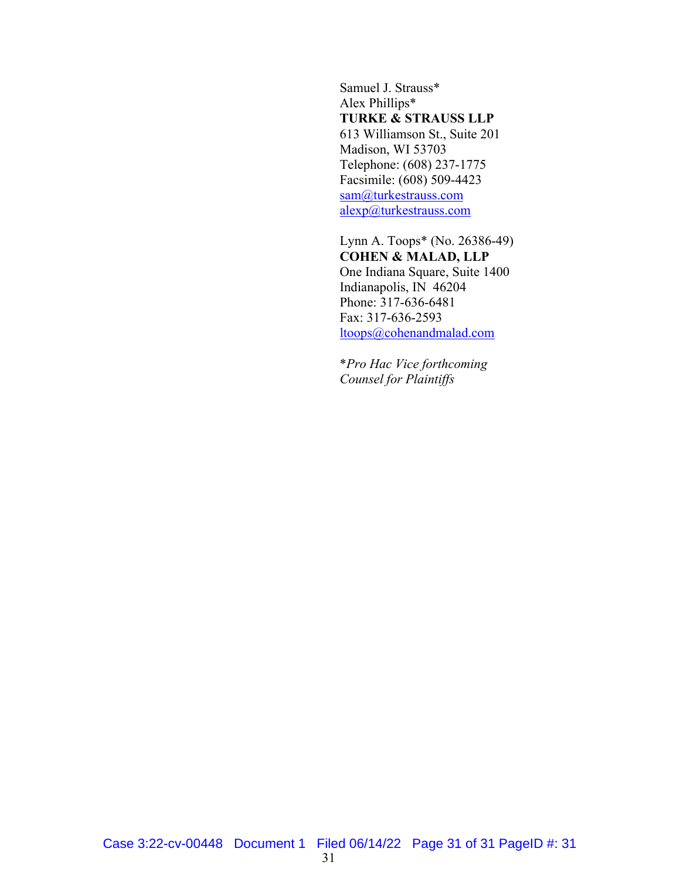Samuel J. Strauss*
Alex Phillips*
**TURKE & STRAUSS LLP**
613 Williamson St., Suite 201
Madison, WI 53703
Telephone: (608) 237-1775
Facsimile: (608) 509-4423
sam@turkestrauss.com
alexp@turkestrauss.com

Lynn A. Toops* (No. 26386-49)
**COHEN & MALAD, LLP**
One Indiana Square, Suite 1400
Indianapolis, IN 46204
Phone: 317-636-6481
Fax: 317-636-2593
ltoops@cohenandmalad.com

**Pro Hac Vice forthcoming*
*Counsel for Plaintiffs*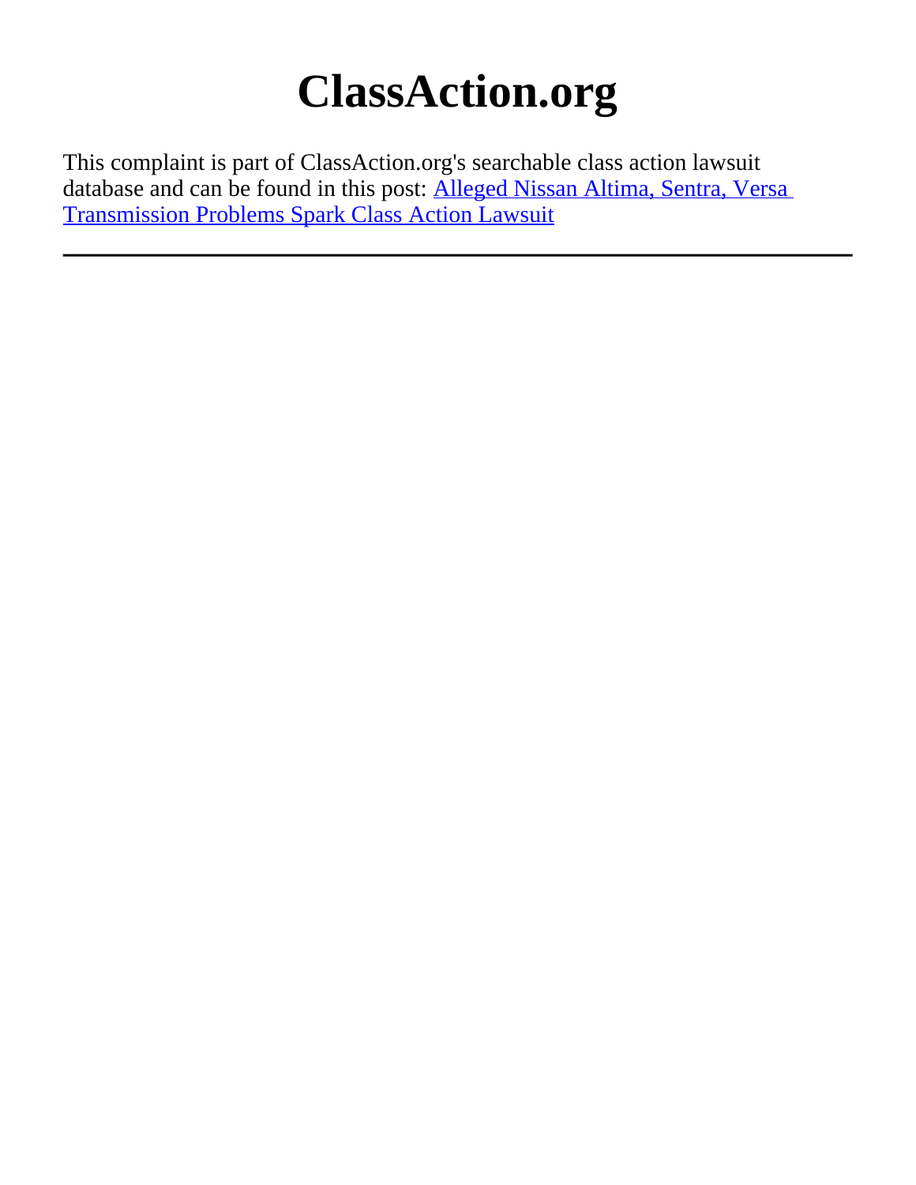# ClassAction.org

This complaint is part of ClassAction.org's searchable class action lawsuit database and can be found in this post: [Alleged Nissan Altima, Sentra, Versa Transmission Problems Spark Class Action Lawsuit]()

---